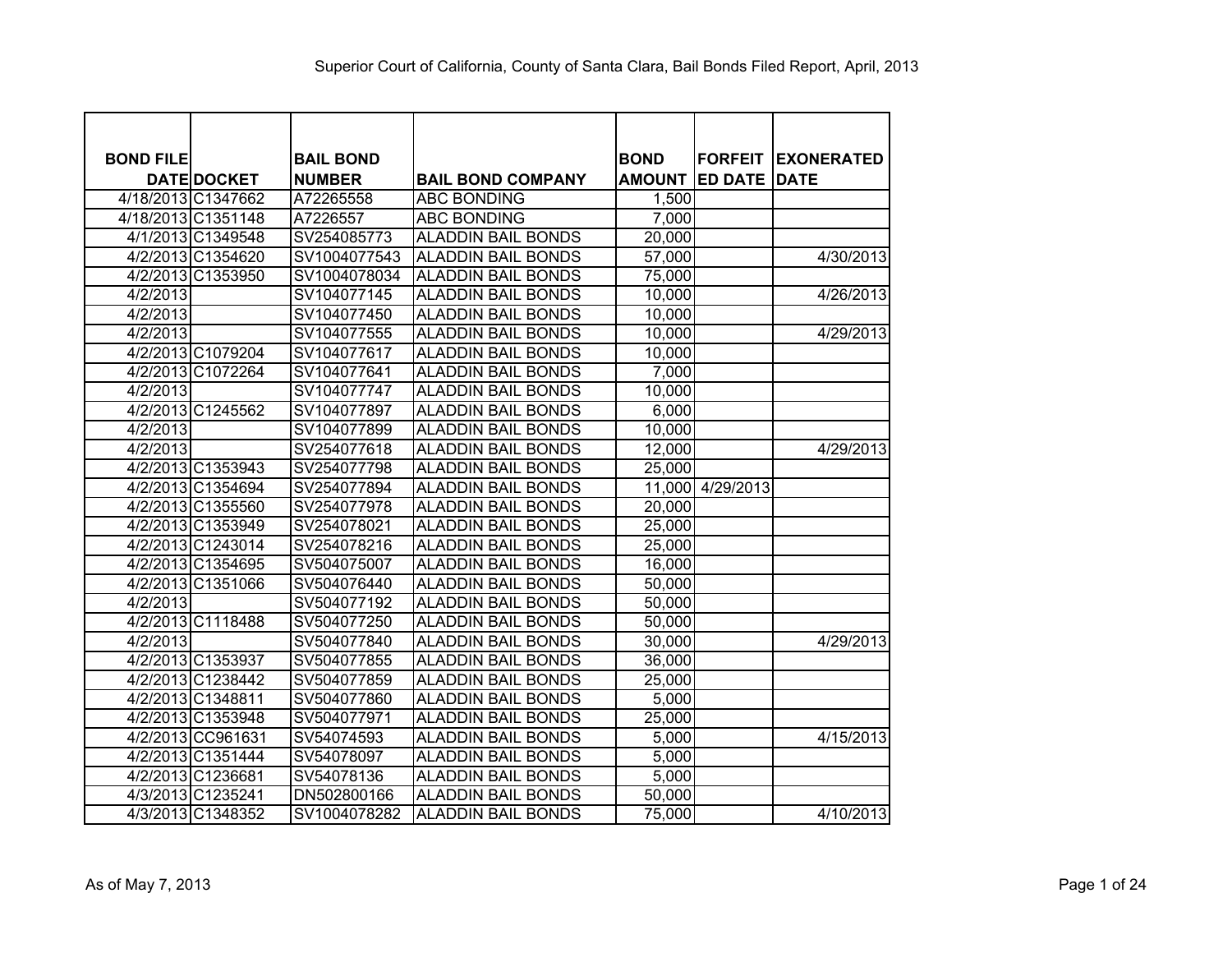Superior Court of California, County of Santa Clara, Bail Bonds Filed Report, April, 2013

| BOND FILE DATE | DOCKET | BAIL BOND NUMBER | BAIL BOND COMPANY | BOND AMOUNT | FORFEITED DATE | EXONERATED DATE |
|---|---|---|---|---|---|---|
| 4/18/2013 | C1347662 | A72265558 | ABC BONDING | 1,500 | | |
| 4/18/2013 | C1351148 | A7226557 | ABC BONDING | 7,000 | | |
| 4/1/2013 | C1349548 | SV254085773 | ALADDIN BAIL BONDS | 20,000 | | |
| 4/2/2013 | C1354620 | SV1004077543 | ALADDIN BAIL BONDS | 57,000 | | 4/30/2013 |
| 4/2/2013 | C1353950 | SV1004078034 | ALADDIN BAIL BONDS | 75,000 | | |
| 4/2/2013 | | SV104077145 | ALADDIN BAIL BONDS | 10,000 | | 4/26/2013 |
| 4/2/2013 | | SV104077450 | ALADDIN BAIL BONDS | 10,000 | | |
| 4/2/2013 | | SV104077555 | ALADDIN BAIL BONDS | 10,000 | | 4/29/2013 |
| 4/2/2013 | C1079204 | SV104077617 | ALADDIN BAIL BONDS | 10,000 | | |
| 4/2/2013 | C1072264 | SV104077641 | ALADDIN BAIL BONDS | 7,000 | | |
| 4/2/2013 | | SV104077747 | ALADDIN BAIL BONDS | 10,000 | | |
| 4/2/2013 | C1245562 | SV104077897 | ALADDIN BAIL BONDS | 6,000 | | |
| 4/2/2013 | | SV104077899 | ALADDIN BAIL BONDS | 10,000 | | |
| 4/2/2013 | | SV254077618 | ALADDIN BAIL BONDS | 12,000 | | 4/29/2013 |
| 4/2/2013 | C1353943 | SV254077798 | ALADDIN BAIL BONDS | 25,000 | | |
| 4/2/2013 | C1354694 | SV254077894 | ALADDIN BAIL BONDS | 11,000 | 4/29/2013 | |
| 4/2/2013 | C1355560 | SV254077978 | ALADDIN BAIL BONDS | 20,000 | | |
| 4/2/2013 | C1353949 | SV254078021 | ALADDIN BAIL BONDS | 25,000 | | |
| 4/2/2013 | C1243014 | SV254078216 | ALADDIN BAIL BONDS | 25,000 | | |
| 4/2/2013 | C1354695 | SV504075007 | ALADDIN BAIL BONDS | 16,000 | | |
| 4/2/2013 | C1351066 | SV504076440 | ALADDIN BAIL BONDS | 50,000 | | |
| 4/2/2013 | | SV504077192 | ALADDIN BAIL BONDS | 50,000 | | |
| 4/2/2013 | C1118488 | SV504077250 | ALADDIN BAIL BONDS | 50,000 | | |
| 4/2/2013 | | SV504077840 | ALADDIN BAIL BONDS | 30,000 | | 4/29/2013 |
| 4/2/2013 | C1353937 | SV504077855 | ALADDIN BAIL BONDS | 36,000 | | |
| 4/2/2013 | C1238442 | SV504077859 | ALADDIN BAIL BONDS | 25,000 | | |
| 4/2/2013 | C1348811 | SV504077860 | ALADDIN BAIL BONDS | 5,000 | | |
| 4/2/2013 | C1353948 | SV504077971 | ALADDIN BAIL BONDS | 25,000 | | |
| 4/2/2013 | CC961631 | SV54074593 | ALADDIN BAIL BONDS | 5,000 | | 4/15/2013 |
| 4/2/2013 | C1351444 | SV54078097 | ALADDIN BAIL BONDS | 5,000 | | |
| 4/2/2013 | C1236681 | SV54078136 | ALADDIN BAIL BONDS | 5,000 | | |
| 4/3/2013 | C1235241 | DN502800166 | ALADDIN BAIL BONDS | 50,000 | | |
| 4/3/2013 | C1348352 | SV1004078282 | ALADDIN BAIL BONDS | 75,000 | | 4/10/2013 |

As of May 7, 2013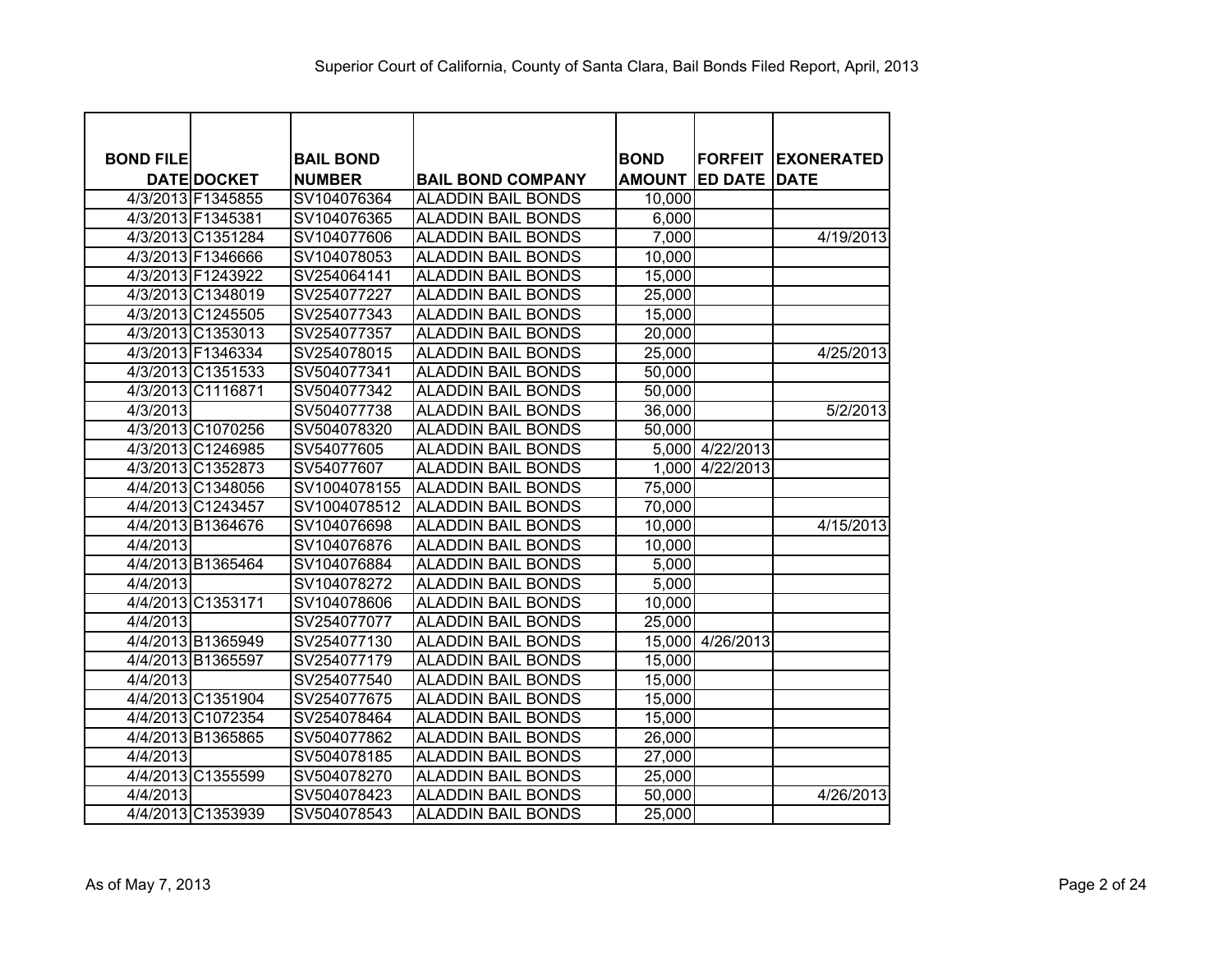Superior Court of California, County of Santa Clara, Bail Bonds Filed Report, April, 2013

| BOND FILE DATE | DOCKET | BAIL BOND NUMBER | BAIL BOND COMPANY | BOND AMOUNT | FORFEITED DATE | EXONERATED DATE |
|---|---|---|---|---|---|---|
| 4/3/2013 | F1345855 | SV104076364 | ALADDIN BAIL BONDS | 10,000 | | |
| 4/3/2013 | F1345381 | SV104076365 | ALADDIN BAIL BONDS | 6,000 | | |
| 4/3/2013 | C1351284 | SV104077606 | ALADDIN BAIL BONDS | 7,000 | | 4/19/2013 |
| 4/3/2013 | F1346666 | SV104078053 | ALADDIN BAIL BONDS | 10,000 | | |
| 4/3/2013 | F1243922 | SV254064141 | ALADDIN BAIL BONDS | 15,000 | | |
| 4/3/2013 | C1348019 | SV254077227 | ALADDIN BAIL BONDS | 25,000 | | |
| 4/3/2013 | C1245505 | SV254077343 | ALADDIN BAIL BONDS | 15,000 | | |
| 4/3/2013 | C1353013 | SV254077357 | ALADDIN BAIL BONDS | 20,000 | | |
| 4/3/2013 | F1346334 | SV254078015 | ALADDIN BAIL BONDS | 25,000 | | 4/25/2013 |
| 4/3/2013 | C1351533 | SV504077341 | ALADDIN BAIL BONDS | 50,000 | | |
| 4/3/2013 | C1116871 | SV504077342 | ALADDIN BAIL BONDS | 50,000 | | |
| 4/3/2013 | | SV504077738 | ALADDIN BAIL BONDS | 36,000 | | 5/2/2013 |
| 4/3/2013 | C1070256 | SV504078320 | ALADDIN BAIL BONDS | 50,000 | | |
| 4/3/2013 | C1246985 | SV54077605 | ALADDIN BAIL BONDS | 5,000 | 4/22/2013 | |
| 4/3/2013 | C1352873 | SV54077607 | ALADDIN BAIL BONDS | 1,000 | 4/22/2013 | |
| 4/4/2013 | C1348056 | SV1004078155 | ALADDIN BAIL BONDS | 75,000 | | |
| 4/4/2013 | C1243457 | SV1004078512 | ALADDIN BAIL BONDS | 70,000 | | |
| 4/4/2013 | B1364676 | SV104076698 | ALADDIN BAIL BONDS | 10,000 | | 4/15/2013 |
| 4/4/2013 | | SV104076876 | ALADDIN BAIL BONDS | 10,000 | | |
| 4/4/2013 | B1365464 | SV104076884 | ALADDIN BAIL BONDS | 5,000 | | |
| 4/4/2013 | | SV104078272 | ALADDIN BAIL BONDS | 5,000 | | |
| 4/4/2013 | C1353171 | SV104078606 | ALADDIN BAIL BONDS | 10,000 | | |
| 4/4/2013 | | SV254077077 | ALADDIN BAIL BONDS | 25,000 | | |
| 4/4/2013 | B1365949 | SV254077130 | ALADDIN BAIL BONDS | 15,000 | 4/26/2013 | |
| 4/4/2013 | B1365597 | SV254077179 | ALADDIN BAIL BONDS | 15,000 | | |
| 4/4/2013 | | SV254077540 | ALADDIN BAIL BONDS | 15,000 | | |
| 4/4/2013 | C1351904 | SV254077675 | ALADDIN BAIL BONDS | 15,000 | | |
| 4/4/2013 | C1072354 | SV254078464 | ALADDIN BAIL BONDS | 15,000 | | |
| 4/4/2013 | B1365865 | SV504077862 | ALADDIN BAIL BONDS | 26,000 | | |
| 4/4/2013 | | SV504078185 | ALADDIN BAIL BONDS | 27,000 | | |
| 4/4/2013 | C1355599 | SV504078270 | ALADDIN BAIL BONDS | 25,000 | | |
| 4/4/2013 | | SV504078423 | ALADDIN BAIL BONDS | 50,000 | | 4/26/2013 |
| 4/4/2013 | C1353939 | SV504078543 | ALADDIN BAIL BONDS | 25,000 | | |

As of May 7, 2013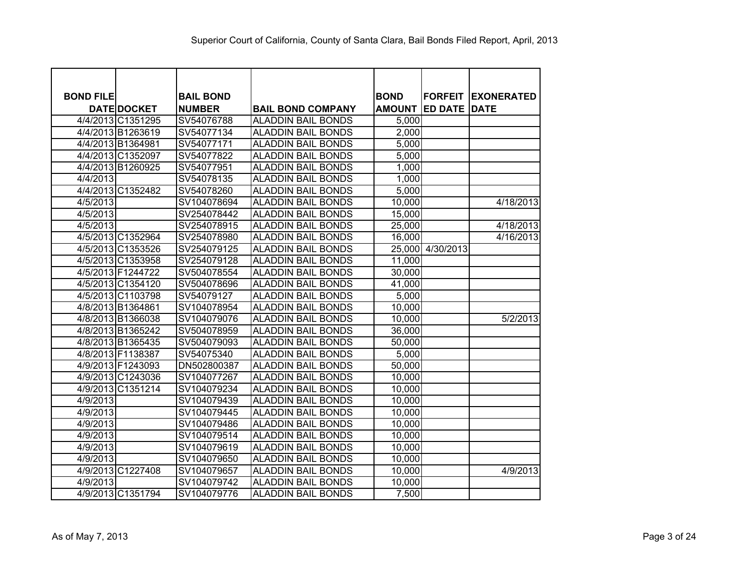Superior Court of California, County of Santa Clara, Bail Bonds Filed Report, April, 2013

| BOND FILE DATE | DOCKET | BAIL BOND NUMBER | BAIL BOND COMPANY | BOND AMOUNT | FORFEITED DATE | EXONERATED DATE |
|---|---|---|---|---|---|---|
| 4/4/2013 | C1351295 | SV54076788 | ALADDIN BAIL BONDS | 5,000 | | |
| 4/4/2013 | B1263619 | SV54077134 | ALADDIN BAIL BONDS | 2,000 | | |
| 4/4/2013 | B1364981 | SV54077171 | ALADDIN BAIL BONDS | 5,000 | | |
| 4/4/2013 | C1352097 | SV54077822 | ALADDIN BAIL BONDS | 5,000 | | |
| 4/4/2013 | B1260925 | SV54077951 | ALADDIN BAIL BONDS | 1,000 | | |
| 4/4/2013 | | SV54078135 | ALADDIN BAIL BONDS | 1,000 | | |
| 4/4/2013 | C1352482 | SV54078260 | ALADDIN BAIL BONDS | 5,000 | | |
| 4/5/2013 | | SV104078694 | ALADDIN BAIL BONDS | 10,000 | | 4/18/2013 |
| 4/5/2013 | | SV254078442 | ALADDIN BAIL BONDS | 15,000 | | |
| 4/5/2013 | | SV254078915 | ALADDIN BAIL BONDS | 25,000 | | 4/18/2013 |
| 4/5/2013 | C1352964 | SV254078980 | ALADDIN BAIL BONDS | 16,000 | | 4/16/2013 |
| 4/5/2013 | C1353526 | SV254079125 | ALADDIN BAIL BONDS | 25,000 | 4/30/2013 | |
| 4/5/2013 | C1353958 | SV254079128 | ALADDIN BAIL BONDS | 11,000 | | |
| 4/5/2013 | F1244722 | SV504078554 | ALADDIN BAIL BONDS | 30,000 | | |
| 4/5/2013 | C1354120 | SV504078696 | ALADDIN BAIL BONDS | 41,000 | | |
| 4/5/2013 | C1103798 | SV54079127 | ALADDIN BAIL BONDS | 5,000 | | |
| 4/8/2013 | B1364861 | SV104078954 | ALADDIN BAIL BONDS | 10,000 | | |
| 4/8/2013 | B1366038 | SV104079076 | ALADDIN BAIL BONDS | 10,000 | | 5/2/2013 |
| 4/8/2013 | B1365242 | SV504078959 | ALADDIN BAIL BONDS | 36,000 | | |
| 4/8/2013 | B1365435 | SV504079093 | ALADDIN BAIL BONDS | 50,000 | | |
| 4/8/2013 | F1138387 | SV54075340 | ALADDIN BAIL BONDS | 5,000 | | |
| 4/9/2013 | F1243093 | DN502800387 | ALADDIN BAIL BONDS | 50,000 | | |
| 4/9/2013 | C1243036 | SV104077267 | ALADDIN BAIL BONDS | 10,000 | | |
| 4/9/2013 | C1351214 | SV104079234 | ALADDIN BAIL BONDS | 10,000 | | |
| 4/9/2013 | | SV104079439 | ALADDIN BAIL BONDS | 10,000 | | |
| 4/9/2013 | | SV104079445 | ALADDIN BAIL BONDS | 10,000 | | |
| 4/9/2013 | | SV104079486 | ALADDIN BAIL BONDS | 10,000 | | |
| 4/9/2013 | | SV104079514 | ALADDIN BAIL BONDS | 10,000 | | |
| 4/9/2013 | | SV104079619 | ALADDIN BAIL BONDS | 10,000 | | |
| 4/9/2013 | | SV104079650 | ALADDIN BAIL BONDS | 10,000 | | |
| 4/9/2013 | C1227408 | SV104079657 | ALADDIN BAIL BONDS | 10,000 | | 4/9/2013 |
| 4/9/2013 | | SV104079742 | ALADDIN BAIL BONDS | 10,000 | | |
| 4/9/2013 | C1351794 | SV104079776 | ALADDIN BAIL BONDS | 7,500 | | |

As of May 7, 2013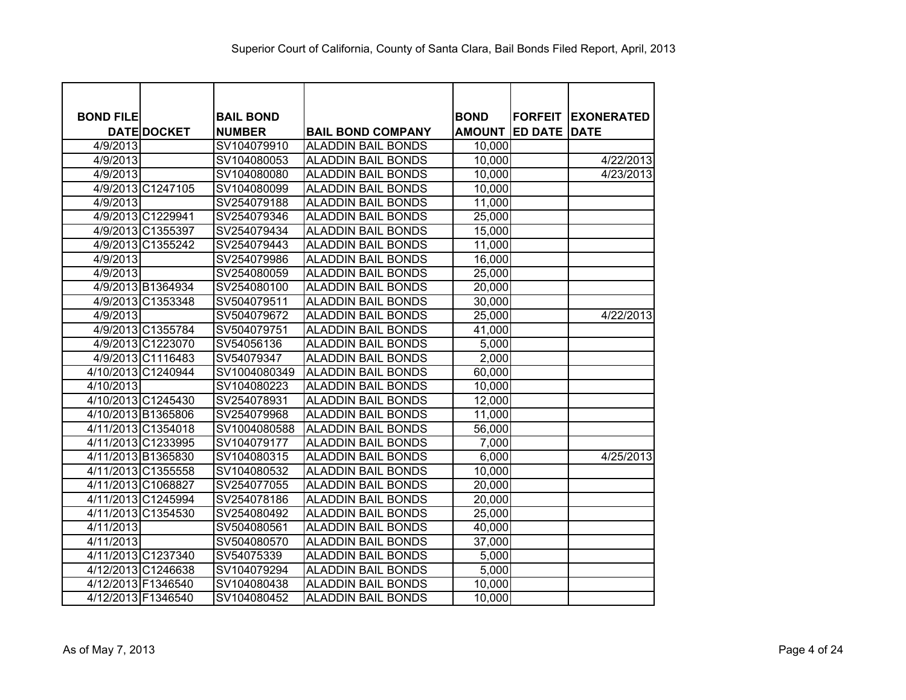Superior Court of California, County of Santa Clara, Bail Bonds Filed Report, April, 2013

| BOND FILE DATE | DOCKET | BAIL BOND NUMBER | BAIL BOND COMPANY | BOND AMOUNT | FORFEITED DATE | EXONERATED DATE |
|---|---|---|---|---|---|---|
| 4/9/2013 | | SV104079910 | ALADDIN BAIL BONDS | 10,000 | | |
| 4/9/2013 | | SV104080053 | ALADDIN BAIL BONDS | 10,000 | | 4/22/2013 |
| 4/9/2013 | | SV104080080 | ALADDIN BAIL BONDS | 10,000 | | 4/23/2013 |
| 4/9/2013 | C1247105 | SV104080099 | ALADDIN BAIL BONDS | 10,000 | | |
| 4/9/2013 | | SV254079188 | ALADDIN BAIL BONDS | 11,000 | | |
| 4/9/2013 | C1229941 | SV254079346 | ALADDIN BAIL BONDS | 25,000 | | |
| 4/9/2013 | C1355397 | SV254079434 | ALADDIN BAIL BONDS | 15,000 | | |
| 4/9/2013 | C1355242 | SV254079443 | ALADDIN BAIL BONDS | 11,000 | | |
| 4/9/2013 | | SV254079986 | ALADDIN BAIL BONDS | 16,000 | | |
| 4/9/2013 | | SV254080059 | ALADDIN BAIL BONDS | 25,000 | | |
| 4/9/2013 | B1364934 | SV254080100 | ALADDIN BAIL BONDS | 20,000 | | |
| 4/9/2013 | C1353348 | SV504079511 | ALADDIN BAIL BONDS | 30,000 | | |
| 4/9/2013 | | SV504079672 | ALADDIN BAIL BONDS | 25,000 | | 4/22/2013 |
| 4/9/2013 | C1355784 | SV504079751 | ALADDIN BAIL BONDS | 41,000 | | |
| 4/9/2013 | C1223070 | SV54056136 | ALADDIN BAIL BONDS | 5,000 | | |
| 4/9/2013 | C1116483 | SV54079347 | ALADDIN BAIL BONDS | 2,000 | | |
| 4/10/2013 | C1240944 | SV1004080349 | ALADDIN BAIL BONDS | 60,000 | | |
| 4/10/2013 | | SV104080223 | ALADDIN BAIL BONDS | 10,000 | | |
| 4/10/2013 | C1245430 | SV254078931 | ALADDIN BAIL BONDS | 12,000 | | |
| 4/10/2013 | B1365806 | SV254079968 | ALADDIN BAIL BONDS | 11,000 | | |
| 4/11/2013 | C1354018 | SV1004080588 | ALADDIN BAIL BONDS | 56,000 | | |
| 4/11/2013 | C1233995 | SV104079177 | ALADDIN BAIL BONDS | 7,000 | | |
| 4/11/2013 | B1365830 | SV104080315 | ALADDIN BAIL BONDS | 6,000 | | 4/25/2013 |
| 4/11/2013 | C1355558 | SV104080532 | ALADDIN BAIL BONDS | 10,000 | | |
| 4/11/2013 | C1068827 | SV254077055 | ALADDIN BAIL BONDS | 20,000 | | |
| 4/11/2013 | C1245994 | SV254078186 | ALADDIN BAIL BONDS | 20,000 | | |
| 4/11/2013 | C1354530 | SV254080492 | ALADDIN BAIL BONDS | 25,000 | | |
| 4/11/2013 | | SV504080561 | ALADDIN BAIL BONDS | 40,000 | | |
| 4/11/2013 | | SV504080570 | ALADDIN BAIL BONDS | 37,000 | | |
| 4/11/2013 | C1237340 | SV54075339 | ALADDIN BAIL BONDS | 5,000 | | |
| 4/12/2013 | C1246638 | SV104079294 | ALADDIN BAIL BONDS | 5,000 | | |
| 4/12/2013 | F1346540 | SV104080438 | ALADDIN BAIL BONDS | 10,000 | | |
| 4/12/2013 | F1346540 | SV104080452 | ALADDIN BAIL BONDS | 10,000 | | |

As of May 7, 2013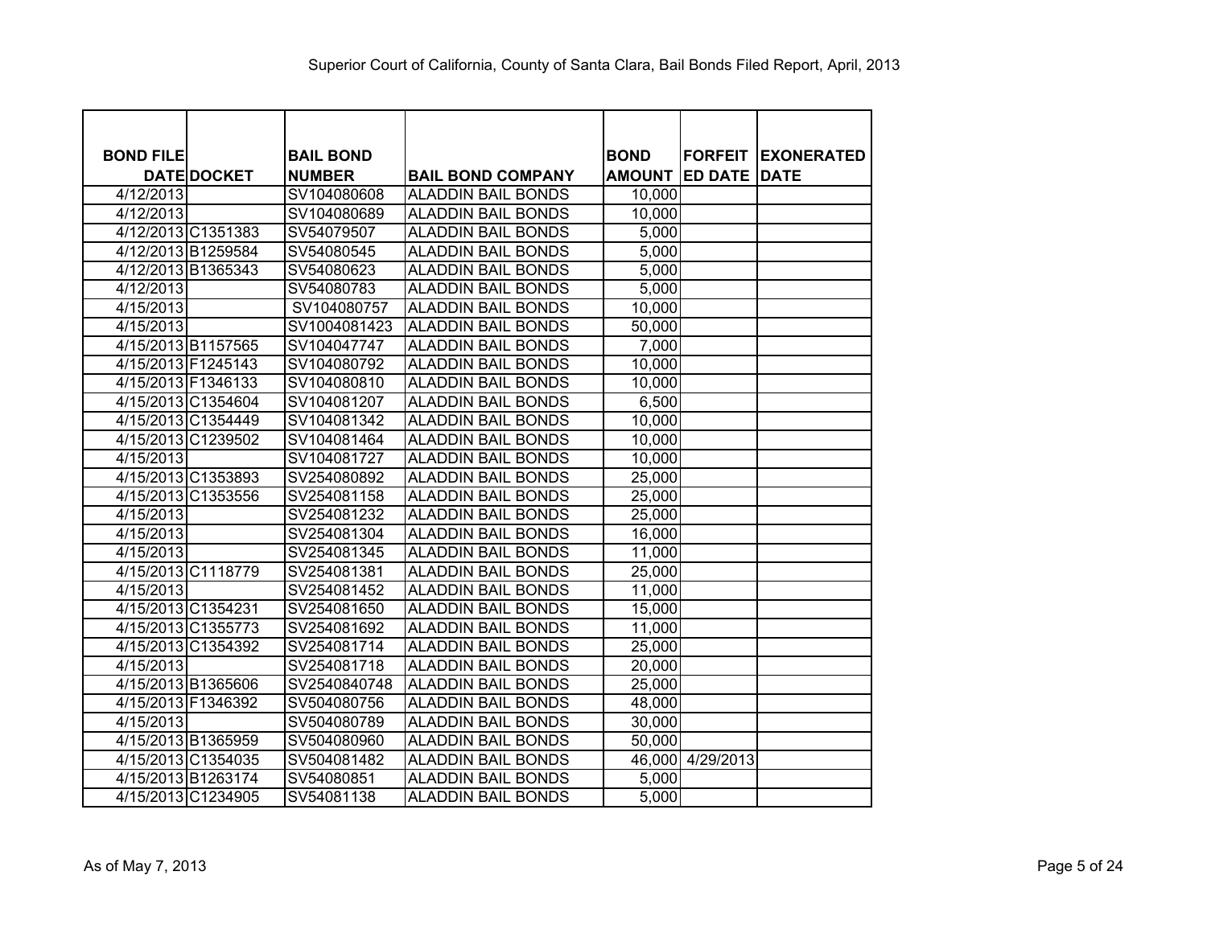Superior Court of California, County of Santa Clara, Bail Bonds Filed Report, April, 2013

| BOND FILE DATE | DOCKET | BAIL BOND NUMBER | BAIL BOND COMPANY | BOND AMOUNT | FORFEITED DATE | EXONERATED DATE |
|---|---|---|---|---|---|---|
| 4/12/2013 | | SV104080608 | ALADDIN BAIL BONDS | 10,000 | | |
| 4/12/2013 | | SV104080689 | ALADDIN BAIL BONDS | 10,000 | | |
| 4/12/2013 | C1351383 | SV54079507 | ALADDIN BAIL BONDS | 5,000 | | |
| 4/12/2013 | B1259584 | SV54080545 | ALADDIN BAIL BONDS | 5,000 | | |
| 4/12/2013 | B1365343 | SV54080623 | ALADDIN BAIL BONDS | 5,000 | | |
| 4/12/2013 | | SV54080783 | ALADDIN BAIL BONDS | 5,000 | | |
| 4/15/2013 | | SV104080757 | ALADDIN BAIL BONDS | 10,000 | | |
| 4/15/2013 | | SV1004081423 | ALADDIN BAIL BONDS | 50,000 | | |
| 4/15/2013 | B1157565 | SV104047747 | ALADDIN BAIL BONDS | 7,000 | | |
| 4/15/2013 | F1245143 | SV104080792 | ALADDIN BAIL BONDS | 10,000 | | |
| 4/15/2013 | F1346133 | SV104080810 | ALADDIN BAIL BONDS | 10,000 | | |
| 4/15/2013 | C1354604 | SV104081207 | ALADDIN BAIL BONDS | 6,500 | | |
| 4/15/2013 | C1354449 | SV104081342 | ALADDIN BAIL BONDS | 10,000 | | |
| 4/15/2013 | C1239502 | SV104081464 | ALADDIN BAIL BONDS | 10,000 | | |
| 4/15/2013 | | SV104081727 | ALADDIN BAIL BONDS | 10,000 | | |
| 4/15/2013 | C1353893 | SV254080892 | ALADDIN BAIL BONDS | 25,000 | | |
| 4/15/2013 | C1353556 | SV254081158 | ALADDIN BAIL BONDS | 25,000 | | |
| 4/15/2013 | | SV254081232 | ALADDIN BAIL BONDS | 25,000 | | |
| 4/15/2013 | | SV254081304 | ALADDIN BAIL BONDS | 16,000 | | |
| 4/15/2013 | | SV254081345 | ALADDIN BAIL BONDS | 11,000 | | |
| 4/15/2013 | C1118779 | SV254081381 | ALADDIN BAIL BONDS | 25,000 | | |
| 4/15/2013 | | SV254081452 | ALADDIN BAIL BONDS | 11,000 | | |
| 4/15/2013 | C1354231 | SV254081650 | ALADDIN BAIL BONDS | 15,000 | | |
| 4/15/2013 | C1355773 | SV254081692 | ALADDIN BAIL BONDS | 11,000 | | |
| 4/15/2013 | C1354392 | SV254081714 | ALADDIN BAIL BONDS | 25,000 | | |
| 4/15/2013 | | SV254081718 | ALADDIN BAIL BONDS | 20,000 | | |
| 4/15/2013 | B1365606 | SV2540840748 | ALADDIN BAIL BONDS | 25,000 | | |
| 4/15/2013 | F1346392 | SV504080756 | ALADDIN BAIL BONDS | 48,000 | | |
| 4/15/2013 | | SV504080789 | ALADDIN BAIL BONDS | 30,000 | | |
| 4/15/2013 | B1365959 | SV504080960 | ALADDIN BAIL BONDS | 50,000 | | |
| 4/15/2013 | C1354035 | SV504081482 | ALADDIN BAIL BONDS | 46,000 | 4/29/2013 | |
| 4/15/2013 | B1263174 | SV54080851 | ALADDIN BAIL BONDS | 5,000 | | |
| 4/15/2013 | C1234905 | SV54081138 | ALADDIN BAIL BONDS | 5,000 | | |

As of May 7, 2013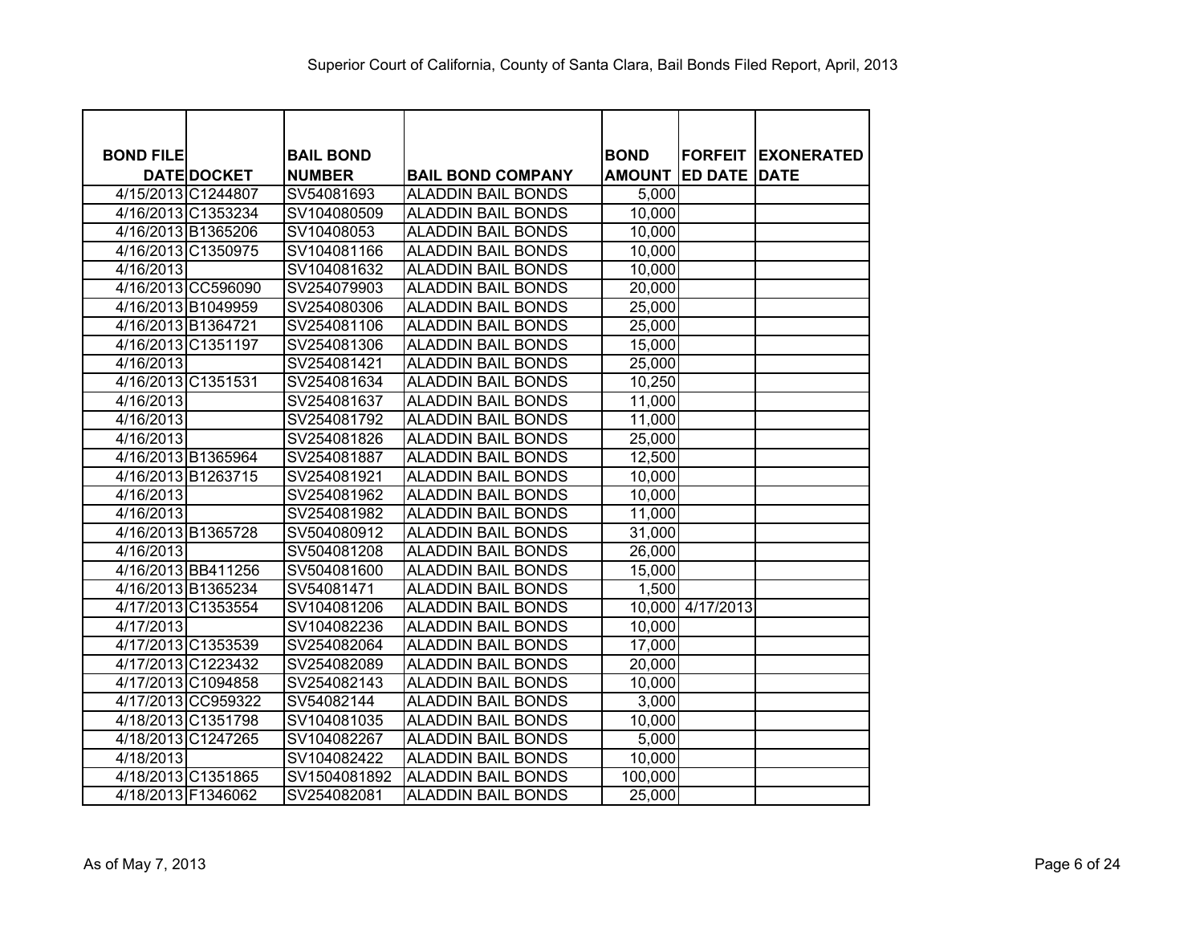Superior Court of California, County of Santa Clara, Bail Bonds Filed Report, April, 2013

| BOND FILE DATE | DOCKET | BAIL BOND NUMBER | BAIL BOND COMPANY | BOND AMOUNT | FORFEITED DATE | EXONERATED DATE |
|---|---|---|---|---|---|---|
| 4/15/2013 | C1244807 | SV54081693 | ALADDIN BAIL BONDS | 5,000 | | |
| 4/16/2013 | C1353234 | SV104080509 | ALADDIN BAIL BONDS | 10,000 | | |
| 4/16/2013 | B1365206 | SV10408053 | ALADDIN BAIL BONDS | 10,000 | | |
| 4/16/2013 | C1350975 | SV104081166 | ALADDIN BAIL BONDS | 10,000 | | |
| 4/16/2013 | | SV104081632 | ALADDIN BAIL BONDS | 10,000 | | |
| 4/16/2013 | CC596090 | SV254079903 | ALADDIN BAIL BONDS | 20,000 | | |
| 4/16/2013 | B1049959 | SV254080306 | ALADDIN BAIL BONDS | 25,000 | | |
| 4/16/2013 | B1364721 | SV254081106 | ALADDIN BAIL BONDS | 25,000 | | |
| 4/16/2013 | C1351197 | SV254081306 | ALADDIN BAIL BONDS | 15,000 | | |
| 4/16/2013 | | SV254081421 | ALADDIN BAIL BONDS | 25,000 | | |
| 4/16/2013 | C1351531 | SV254081634 | ALADDIN BAIL BONDS | 10,250 | | |
| 4/16/2013 | | SV254081637 | ALADDIN BAIL BONDS | 11,000 | | |
| 4/16/2013 | | SV254081792 | ALADDIN BAIL BONDS | 11,000 | | |
| 4/16/2013 | | SV254081826 | ALADDIN BAIL BONDS | 25,000 | | |
| 4/16/2013 | B1365964 | SV254081887 | ALADDIN BAIL BONDS | 12,500 | | |
| 4/16/2013 | B1263715 | SV254081921 | ALADDIN BAIL BONDS | 10,000 | | |
| 4/16/2013 | | SV254081962 | ALADDIN BAIL BONDS | 10,000 | | |
| 4/16/2013 | | SV254081982 | ALADDIN BAIL BONDS | 11,000 | | |
| 4/16/2013 | B1365728 | SV504080912 | ALADDIN BAIL BONDS | 31,000 | | |
| 4/16/2013 | | SV504081208 | ALADDIN BAIL BONDS | 26,000 | | |
| 4/16/2013 | BB411256 | SV504081600 | ALADDIN BAIL BONDS | 15,000 | | |
| 4/16/2013 | B1365234 | SV54081471 | ALADDIN BAIL BONDS | 1,500 | | |
| 4/17/2013 | C1353554 | SV104081206 | ALADDIN BAIL BONDS | 10,000 | 4/17/2013 | |
| 4/17/2013 | | SV104082236 | ALADDIN BAIL BONDS | 10,000 | | |
| 4/17/2013 | C1353539 | SV254082064 | ALADDIN BAIL BONDS | 17,000 | | |
| 4/17/2013 | C1223432 | SV254082089 | ALADDIN BAIL BONDS | 20,000 | | |
| 4/17/2013 | C1094858 | SV254082143 | ALADDIN BAIL BONDS | 10,000 | | |
| 4/17/2013 | CC959322 | SV54082144 | ALADDIN BAIL BONDS | 3,000 | | |
| 4/18/2013 | C1351798 | SV104081035 | ALADDIN BAIL BONDS | 10,000 | | |
| 4/18/2013 | C1247265 | SV104082267 | ALADDIN BAIL BONDS | 5,000 | | |
| 4/18/2013 | | SV104082422 | ALADDIN BAIL BONDS | 10,000 | | |
| 4/18/2013 | C1351865 | SV1504081892 | ALADDIN BAIL BONDS | 100,000 | | |
| 4/18/2013 | F1346062 | SV254082081 | ALADDIN BAIL BONDS | 25,000 | | |

As of May 7, 2013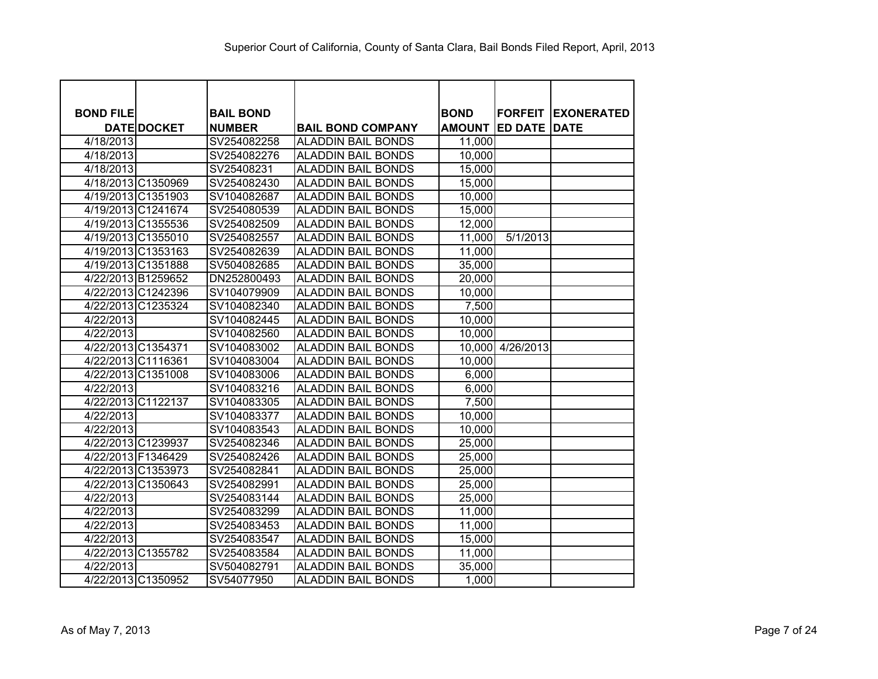Superior Court of California, County of Santa Clara, Bail Bonds Filed Report, April, 2013

| BOND FILE DATE | DOCKET | BAIL BOND NUMBER | BAIL BOND COMPANY | BOND AMOUNT | FORFEITED DATE | EXONERATED DATE |
|---|---|---|---|---|---|---|
| 4/18/2013 | | SV254082258 | ALADDIN BAIL BONDS | 11,000 | | |
| 4/18/2013 | | SV254082276 | ALADDIN BAIL BONDS | 10,000 | | |
| 4/18/2013 | | SV25408231 | ALADDIN BAIL BONDS | 15,000 | | |
| 4/18/2013 | C1350969 | SV254082430 | ALADDIN BAIL BONDS | 15,000 | | |
| 4/19/2013 | C1351903 | SV104082687 | ALADDIN BAIL BONDS | 10,000 | | |
| 4/19/2013 | C1241674 | SV254080539 | ALADDIN BAIL BONDS | 15,000 | | |
| 4/19/2013 | C1355536 | SV254082509 | ALADDIN BAIL BONDS | 12,000 | | |
| 4/19/2013 | C1355010 | SV254082557 | ALADDIN BAIL BONDS | 11,000 | 5/1/2013 | |
| 4/19/2013 | C1353163 | SV254082639 | ALADDIN BAIL BONDS | 11,000 | | |
| 4/19/2013 | C1351888 | SV504082685 | ALADDIN BAIL BONDS | 35,000 | | |
| 4/22/2013 | B1259652 | DN252800493 | ALADDIN BAIL BONDS | 20,000 | | |
| 4/22/2013 | C1242396 | SV104079909 | ALADDIN BAIL BONDS | 10,000 | | |
| 4/22/2013 | C1235324 | SV104082340 | ALADDIN BAIL BONDS | 7,500 | | |
| 4/22/2013 | | SV104082445 | ALADDIN BAIL BONDS | 10,000 | | |
| 4/22/2013 | | SV104082560 | ALADDIN BAIL BONDS | 10,000 | | |
| 4/22/2013 | C1354371 | SV104083002 | ALADDIN BAIL BONDS | 10,000 | 4/26/2013 | |
| 4/22/2013 | C1116361 | SV104083004 | ALADDIN BAIL BONDS | 10,000 | | |
| 4/22/2013 | C1351008 | SV104083006 | ALADDIN BAIL BONDS | 6,000 | | |
| 4/22/2013 | | SV104083216 | ALADDIN BAIL BONDS | 6,000 | | |
| 4/22/2013 | C1122137 | SV104083305 | ALADDIN BAIL BONDS | 7,500 | | |
| 4/22/2013 | | SV104083377 | ALADDIN BAIL BONDS | 10,000 | | |
| 4/22/2013 | | SV104083543 | ALADDIN BAIL BONDS | 10,000 | | |
| 4/22/2013 | C1239937 | SV254082346 | ALADDIN BAIL BONDS | 25,000 | | |
| 4/22/2013 | F1346429 | SV254082426 | ALADDIN BAIL BONDS | 25,000 | | |
| 4/22/2013 | C1353973 | SV254082841 | ALADDIN BAIL BONDS | 25,000 | | |
| 4/22/2013 | C1350643 | SV254082991 | ALADDIN BAIL BONDS | 25,000 | | |
| 4/22/2013 | | SV254083144 | ALADDIN BAIL BONDS | 25,000 | | |
| 4/22/2013 | | SV254083299 | ALADDIN BAIL BONDS | 11,000 | | |
| 4/22/2013 | | SV254083453 | ALADDIN BAIL BONDS | 11,000 | | |
| 4/22/2013 | | SV254083547 | ALADDIN BAIL BONDS | 15,000 | | |
| 4/22/2013 | C1355782 | SV254083584 | ALADDIN BAIL BONDS | 11,000 | | |
| 4/22/2013 | | SV504082791 | ALADDIN BAIL BONDS | 35,000 | | |
| 4/22/2013 | C1350952 | SV54077950 | ALADDIN BAIL BONDS | 1,000 | | |

As of May 7, 2013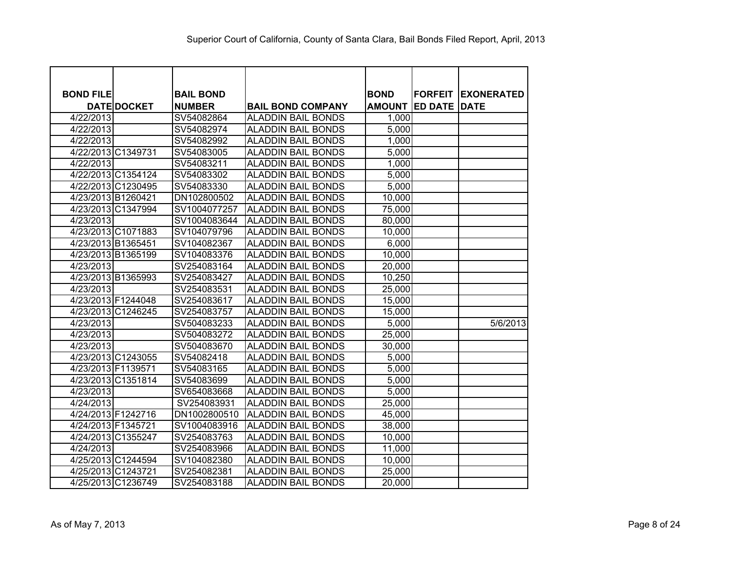Superior Court of California, County of Santa Clara, Bail Bonds Filed Report, April, 2013

| BOND FILE DATE | DOCKET | BAIL BOND NUMBER | BAIL BOND COMPANY | BOND AMOUNT | FORFEITED DATE | EXONERATED DATE |
|---|---|---|---|---|---|---|
| 4/22/2013 | | SV54082864 | ALADDIN BAIL BONDS | 1,000 | | |
| 4/22/2013 | | SV54082974 | ALADDIN BAIL BONDS | 5,000 | | |
| 4/22/2013 | | SV54082992 | ALADDIN BAIL BONDS | 1,000 | | |
| 4/22/2013 | C1349731 | SV54083005 | ALADDIN BAIL BONDS | 5,000 | | |
| 4/22/2013 | | SV54083211 | ALADDIN BAIL BONDS | 1,000 | | |
| 4/22/2013 | C1354124 | SV54083302 | ALADDIN BAIL BONDS | 5,000 | | |
| 4/22/2013 | C1230495 | SV54083330 | ALADDIN BAIL BONDS | 5,000 | | |
| 4/23/2013 | B1260421 | DN102800502 | ALADDIN BAIL BONDS | 10,000 | | |
| 4/23/2013 | C1347994 | SV1004077257 | ALADDIN BAIL BONDS | 75,000 | | |
| 4/23/2013 | | SV1004083644 | ALADDIN BAIL BONDS | 80,000 | | |
| 4/23/2013 | C1071883 | SV104079796 | ALADDIN BAIL BONDS | 10,000 | | |
| 4/23/2013 | B1365451 | SV104082367 | ALADDIN BAIL BONDS | 6,000 | | |
| 4/23/2013 | B1365199 | SV104083376 | ALADDIN BAIL BONDS | 10,000 | | |
| 4/23/2013 | | SV254083164 | ALADDIN BAIL BONDS | 20,000 | | |
| 4/23/2013 | B1365993 | SV254083427 | ALADDIN BAIL BONDS | 10,250 | | |
| 4/23/2013 | | SV254083531 | ALADDIN BAIL BONDS | 25,000 | | |
| 4/23/2013 | F1244048 | SV254083617 | ALADDIN BAIL BONDS | 15,000 | | |
| 4/23/2013 | C1246245 | SV254083757 | ALADDIN BAIL BONDS | 15,000 | | |
| 4/23/2013 | | SV504083233 | ALADDIN BAIL BONDS | 5,000 | | 5/6/2013 |
| 4/23/2013 | | SV504083272 | ALADDIN BAIL BONDS | 25,000 | | |
| 4/23/2013 | | SV504083670 | ALADDIN BAIL BONDS | 30,000 | | |
| 4/23/2013 | C1243055 | SV54082418 | ALADDIN BAIL BONDS | 5,000 | | |
| 4/23/2013 | F1139571 | SV54083165 | ALADDIN BAIL BONDS | 5,000 | | |
| 4/23/2013 | C1351814 | SV54083699 | ALADDIN BAIL BONDS | 5,000 | | |
| 4/23/2013 | | SV654083668 | ALADDIN BAIL BONDS | 5,000 | | |
| 4/24/2013 | | SV254083931 | ALADDIN BAIL BONDS | 25,000 | | |
| 4/24/2013 | F1242716 | DN1002800510 | ALADDIN BAIL BONDS | 45,000 | | |
| 4/24/2013 | F1345721 | SV1004083916 | ALADDIN BAIL BONDS | 38,000 | | |
| 4/24/2013 | C1355247 | SV254083763 | ALADDIN BAIL BONDS | 10,000 | | |
| 4/24/2013 | | SV254083966 | ALADDIN BAIL BONDS | 11,000 | | |
| 4/25/2013 | C1244594 | SV104082380 | ALADDIN BAIL BONDS | 10,000 | | |
| 4/25/2013 | C1243721 | SV254082381 | ALADDIN BAIL BONDS | 25,000 | | |
| 4/25/2013 | C1236749 | SV254083188 | ALADDIN BAIL BONDS | 20,000 | | |

As of May 7, 2013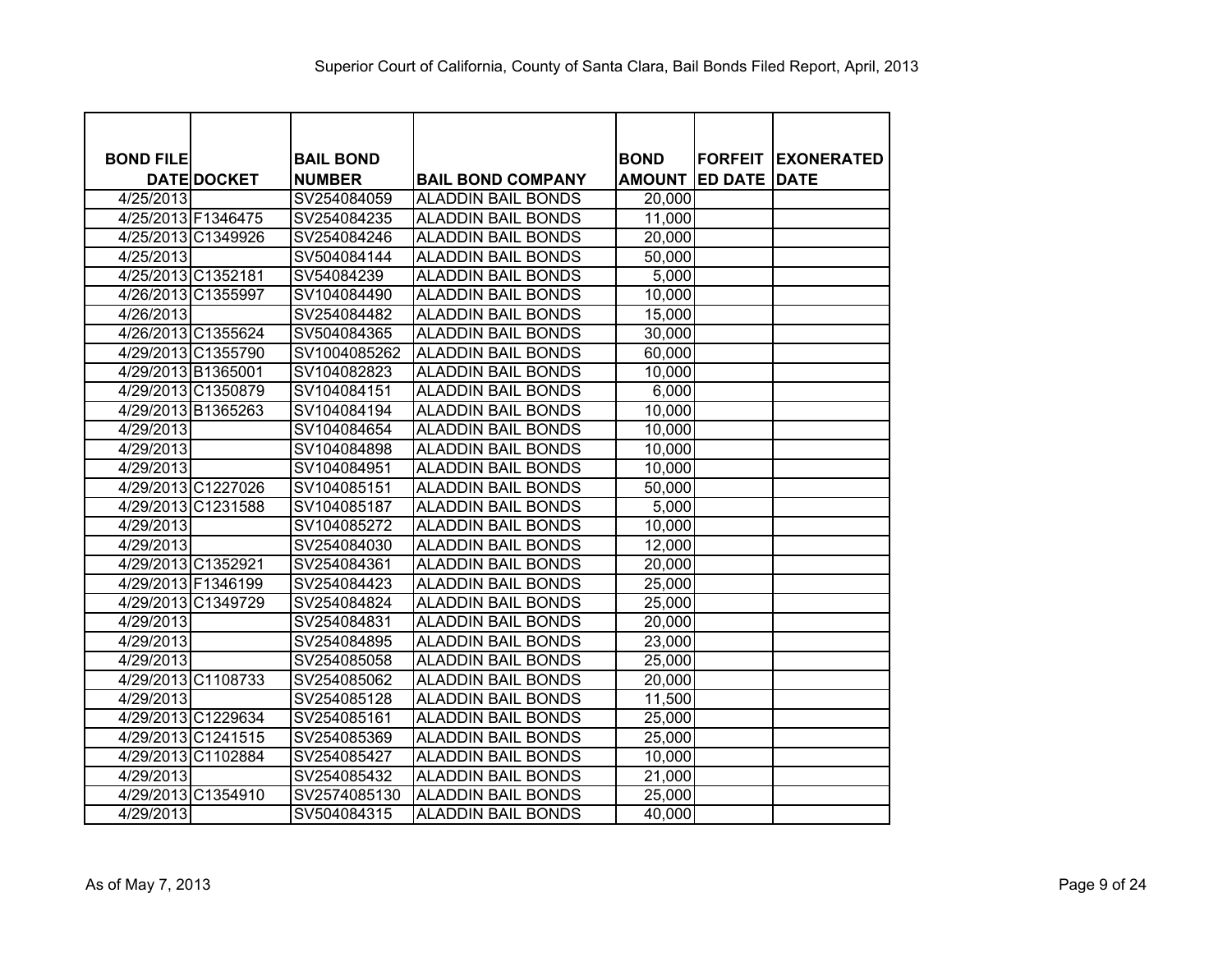Superior Court of California, County of Santa Clara, Bail Bonds Filed Report, April, 2013

| BOND FILE DATE | DOCKET | BAIL BOND NUMBER | BAIL BOND COMPANY | BOND AMOUNT | FORFEITED DATE | EXONERATED DATE |
|---|---|---|---|---|---|---|
| 4/25/2013 | | SV254084059 | ALADDIN BAIL BONDS | 20,000 | | |
| 4/25/2013 | F1346475 | SV254084235 | ALADDIN BAIL BONDS | 11,000 | | |
| 4/25/2013 | C1349926 | SV254084246 | ALADDIN BAIL BONDS | 20,000 | | |
| 4/25/2013 | | SV504084144 | ALADDIN BAIL BONDS | 50,000 | | |
| 4/25/2013 | C1352181 | SV54084239 | ALADDIN BAIL BONDS | 5,000 | | |
| 4/26/2013 | C1355997 | SV104084490 | ALADDIN BAIL BONDS | 10,000 | | |
| 4/26/2013 | | SV254084482 | ALADDIN BAIL BONDS | 15,000 | | |
| 4/26/2013 | C1355624 | SV504084365 | ALADDIN BAIL BONDS | 30,000 | | |
| 4/29/2013 | C1355790 | SV1004085262 | ALADDIN BAIL BONDS | 60,000 | | |
| 4/29/2013 | B1365001 | SV104082823 | ALADDIN BAIL BONDS | 10,000 | | |
| 4/29/2013 | C1350879 | SV104084151 | ALADDIN BAIL BONDS | 6,000 | | |
| 4/29/2013 | B1365263 | SV104084194 | ALADDIN BAIL BONDS | 10,000 | | |
| 4/29/2013 | | SV104084654 | ALADDIN BAIL BONDS | 10,000 | | |
| 4/29/2013 | | SV104084898 | ALADDIN BAIL BONDS | 10,000 | | |
| 4/29/2013 | | SV104084951 | ALADDIN BAIL BONDS | 10,000 | | |
| 4/29/2013 | C1227026 | SV104085151 | ALADDIN BAIL BONDS | 50,000 | | |
| 4/29/2013 | C1231588 | SV104085187 | ALADDIN BAIL BONDS | 5,000 | | |
| 4/29/2013 | | SV104085272 | ALADDIN BAIL BONDS | 10,000 | | |
| 4/29/2013 | | SV254084030 | ALADDIN BAIL BONDS | 12,000 | | |
| 4/29/2013 | C1352921 | SV254084361 | ALADDIN BAIL BONDS | 20,000 | | |
| 4/29/2013 | F1346199 | SV254084423 | ALADDIN BAIL BONDS | 25,000 | | |
| 4/29/2013 | C1349729 | SV254084824 | ALADDIN BAIL BONDS | 25,000 | | |
| 4/29/2013 | | SV254084831 | ALADDIN BAIL BONDS | 20,000 | | |
| 4/29/2013 | | SV254084895 | ALADDIN BAIL BONDS | 23,000 | | |
| 4/29/2013 | | SV254085058 | ALADDIN BAIL BONDS | 25,000 | | |
| 4/29/2013 | C1108733 | SV254085062 | ALADDIN BAIL BONDS | 20,000 | | |
| 4/29/2013 | | SV254085128 | ALADDIN BAIL BONDS | 11,500 | | |
| 4/29/2013 | C1229634 | SV254085161 | ALADDIN BAIL BONDS | 25,000 | | |
| 4/29/2013 | C1241515 | SV254085369 | ALADDIN BAIL BONDS | 25,000 | | |
| 4/29/2013 | C1102884 | SV254085427 | ALADDIN BAIL BONDS | 10,000 | | |
| 4/29/2013 | | SV254085432 | ALADDIN BAIL BONDS | 21,000 | | |
| 4/29/2013 | C1354910 | SV2574085130 | ALADDIN BAIL BONDS | 25,000 | | |
| 4/29/2013 | | SV504084315 | ALADDIN BAIL BONDS | 40,000 | | |

As of May 7, 2013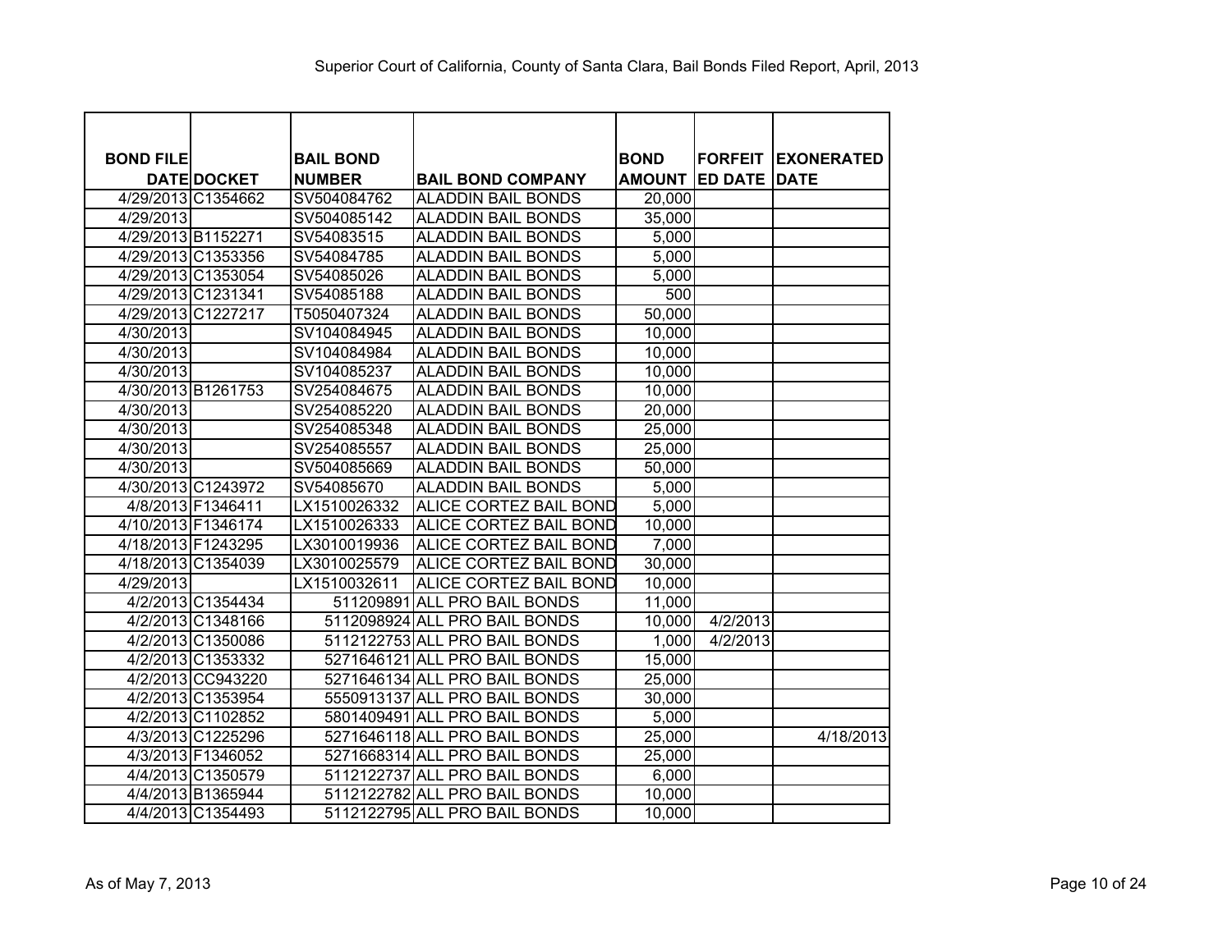Superior Court of California, County of Santa Clara, Bail Bonds Filed Report, April, 2013

| BOND FILE DATE | DOCKET | BAIL BOND NUMBER | BAIL BOND COMPANY | BOND AMOUNT | FORFEITED DATE | EXONERATED DATE |
|---|---|---|---|---|---|---|
| 4/29/2013 | C1354662 | SV504084762 | ALADDIN BAIL BONDS | 20,000 | | |
| 4/29/2013 | | SV504085142 | ALADDIN BAIL BONDS | 35,000 | | |
| 4/29/2013 | B1152271 | SV54083515 | ALADDIN BAIL BONDS | 5,000 | | |
| 4/29/2013 | C1353356 | SV54084785 | ALADDIN BAIL BONDS | 5,000 | | |
| 4/29/2013 | C1353054 | SV54085026 | ALADDIN BAIL BONDS | 5,000 | | |
| 4/29/2013 | C1231341 | SV54085188 | ALADDIN BAIL BONDS | 500 | | |
| 4/29/2013 | C1227217 | T5050407324 | ALADDIN BAIL BONDS | 50,000 | | |
| 4/30/2013 | | SV104084945 | ALADDIN BAIL BONDS | 10,000 | | |
| 4/30/2013 | | SV104084984 | ALADDIN BAIL BONDS | 10,000 | | |
| 4/30/2013 | | SV104085237 | ALADDIN BAIL BONDS | 10,000 | | |
| 4/30/2013 | B1261753 | SV254084675 | ALADDIN BAIL BONDS | 10,000 | | |
| 4/30/2013 | | SV254085220 | ALADDIN BAIL BONDS | 20,000 | | |
| 4/30/2013 | | SV254085348 | ALADDIN BAIL BONDS | 25,000 | | |
| 4/30/2013 | | SV254085557 | ALADDIN BAIL BONDS | 25,000 | | |
| 4/30/2013 | | SV504085669 | ALADDIN BAIL BONDS | 50,000 | | |
| 4/30/2013 | C1243972 | SV54085670 | ALADDIN BAIL BONDS | 5,000 | | |
| 4/8/2013 | F1346411 | LX1510026332 | ALICE CORTEZ BAIL BOND | 5,000 | | |
| 4/10/2013 | F1346174 | LX1510026333 | ALICE CORTEZ BAIL BOND | 10,000 | | |
| 4/18/2013 | F1243295 | LX3010019936 | ALICE CORTEZ BAIL BOND | 7,000 | | |
| 4/18/2013 | C1354039 | LX3010025579 | ALICE CORTEZ BAIL BOND | 30,000 | | |
| 4/29/2013 | | LX1510032611 | ALICE CORTEZ BAIL BOND | 10,000 | | |
| 4/2/2013 | C1354434 | 511209891 | ALL PRO BAIL BONDS | 11,000 | | |
| 4/2/2013 | C1348166 | 5112098924 | ALL PRO BAIL BONDS | 10,000 | 4/2/2013 | |
| 4/2/2013 | C1350086 | 5112122753 | ALL PRO BAIL BONDS | 1,000 | 4/2/2013 | |
| 4/2/2013 | C1353332 | 5271646121 | ALL PRO BAIL BONDS | 15,000 | | |
| 4/2/2013 | CC943220 | 5271646134 | ALL PRO BAIL BONDS | 25,000 | | |
| 4/2/2013 | C1353954 | 5550913137 | ALL PRO BAIL BONDS | 30,000 | | |
| 4/2/2013 | C1102852 | 5801409491 | ALL PRO BAIL BONDS | 5,000 | | |
| 4/3/2013 | C1225296 | 5271646118 | ALL PRO BAIL BONDS | 25,000 | | 4/18/2013 |
| 4/3/2013 | F1346052 | 5271668314 | ALL PRO BAIL BONDS | 25,000 | | |
| 4/4/2013 | C1350579 | 5112122737 | ALL PRO BAIL BONDS | 6,000 | | |
| 4/4/2013 | B1365944 | 5112122782 | ALL PRO BAIL BONDS | 10,000 | | |
| 4/4/2013 | C1354493 | 5112122795 | ALL PRO BAIL BONDS | 10,000 | | |

As of May 7, 2013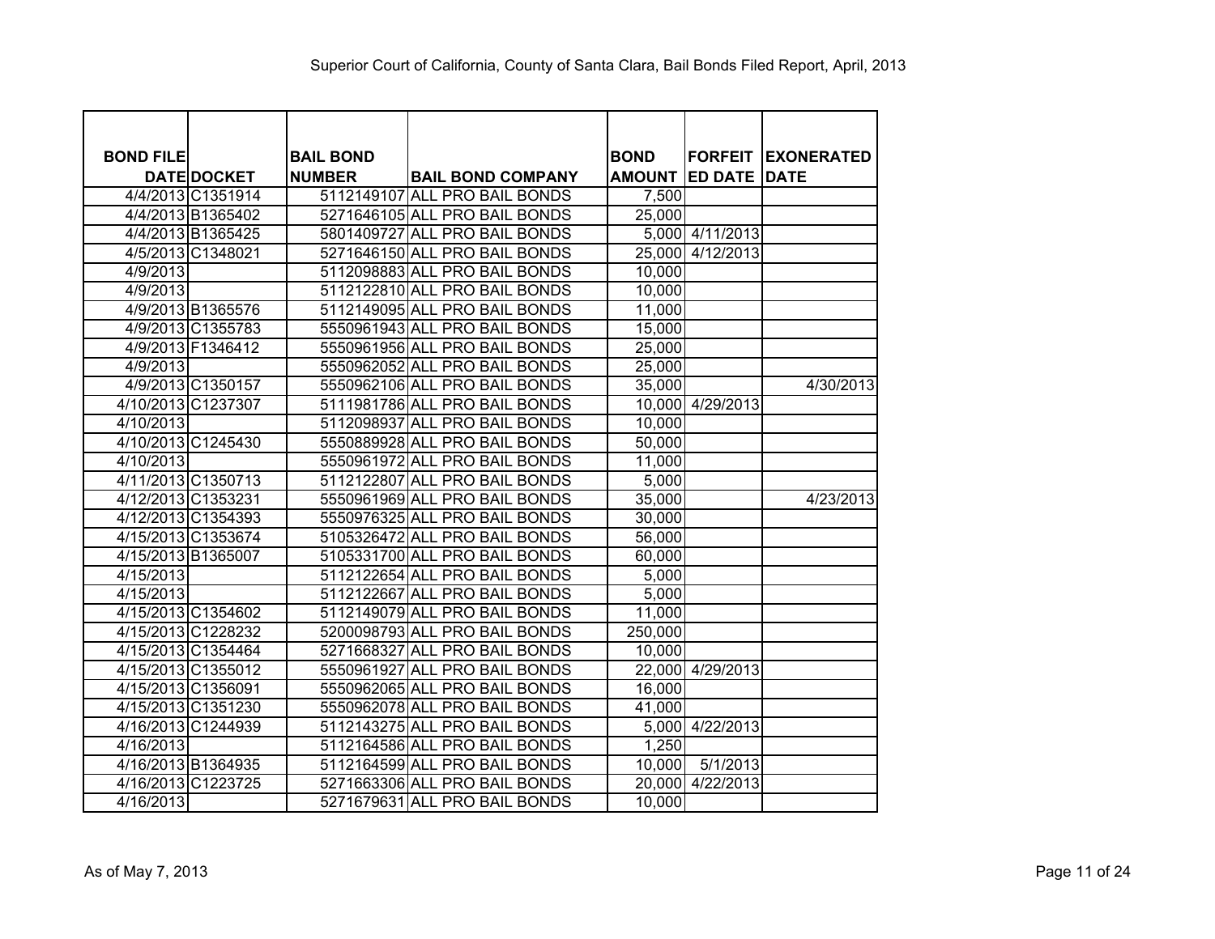Superior Court of California, County of Santa Clara, Bail Bonds Filed Report, April, 2013

| BOND FILE DATE | DOCKET | BAIL BOND NUMBER | BAIL BOND COMPANY | BOND AMOUNT | FORFEITED DATE | EXONERATED DATE |
|---|---|---|---|---|---|---|
| 4/4/2013 | C1351914 | 5112149107 | ALL PRO BAIL BONDS | 7,500 | | |
| 4/4/2013 | B1365402 | 5271646105 | ALL PRO BAIL BONDS | 25,000 | | |
| 4/4/2013 | B1365425 | 5801409727 | ALL PRO BAIL BONDS | 5,000 | 4/11/2013 | |
| 4/5/2013 | C1348021 | 5271646150 | ALL PRO BAIL BONDS | 25,000 | 4/12/2013 | |
| 4/9/2013 | | 5112098883 | ALL PRO BAIL BONDS | 10,000 | | |
| 4/9/2013 | | 5112122810 | ALL PRO BAIL BONDS | 10,000 | | |
| 4/9/2013 | B1365576 | 5112149095 | ALL PRO BAIL BONDS | 11,000 | | |
| 4/9/2013 | C1355783 | 5550961943 | ALL PRO BAIL BONDS | 15,000 | | |
| 4/9/2013 | F1346412 | 5550961956 | ALL PRO BAIL BONDS | 25,000 | | |
| 4/9/2013 | | 5550962052 | ALL PRO BAIL BONDS | 25,000 | | |
| 4/9/2013 | C1350157 | 5550962106 | ALL PRO BAIL BONDS | 35,000 | | 4/30/2013 |
| 4/10/2013 | C1237307 | 5111981786 | ALL PRO BAIL BONDS | 10,000 | 4/29/2013 | |
| 4/10/2013 | | 5112098937 | ALL PRO BAIL BONDS | 10,000 | | |
| 4/10/2013 | C1245430 | 5550889928 | ALL PRO BAIL BONDS | 50,000 | | |
| 4/10/2013 | | 5550961972 | ALL PRO BAIL BONDS | 11,000 | | |
| 4/11/2013 | C1350713 | 5112122807 | ALL PRO BAIL BONDS | 5,000 | | |
| 4/12/2013 | C1353231 | 5550961969 | ALL PRO BAIL BONDS | 35,000 | | 4/23/2013 |
| 4/12/2013 | C1354393 | 5550976325 | ALL PRO BAIL BONDS | 30,000 | | |
| 4/15/2013 | C1353674 | 5105326472 | ALL PRO BAIL BONDS | 56,000 | | |
| 4/15/2013 | B1365007 | 5105331700 | ALL PRO BAIL BONDS | 60,000 | | |
| 4/15/2013 | | 5112122654 | ALL PRO BAIL BONDS | 5,000 | | |
| 4/15/2013 | | 5112122667 | ALL PRO BAIL BONDS | 5,000 | | |
| 4/15/2013 | C1354602 | 5112149079 | ALL PRO BAIL BONDS | 11,000 | | |
| 4/15/2013 | C1228232 | 5200098793 | ALL PRO BAIL BONDS | 250,000 | | |
| 4/15/2013 | C1354464 | 5271668327 | ALL PRO BAIL BONDS | 10,000 | | |
| 4/15/2013 | C1355012 | 5550961927 | ALL PRO BAIL BONDS | 22,000 | 4/29/2013 | |
| 4/15/2013 | C1356091 | 5550962065 | ALL PRO BAIL BONDS | 16,000 | | |
| 4/15/2013 | C1351230 | 5550962078 | ALL PRO BAIL BONDS | 41,000 | | |
| 4/16/2013 | C1244939 | 5112143275 | ALL PRO BAIL BONDS | 5,000 | 4/22/2013 | |
| 4/16/2013 | | 5112164586 | ALL PRO BAIL BONDS | 1,250 | | |
| 4/16/2013 | B1364935 | 5112164599 | ALL PRO BAIL BONDS | 10,000 | 5/1/2013 | |
| 4/16/2013 | C1223725 | 5271663306 | ALL PRO BAIL BONDS | 20,000 | 4/22/2013 | |
| 4/16/2013 | | 5271679631 | ALL PRO BAIL BONDS | 10,000 | | |

As of May 7, 2013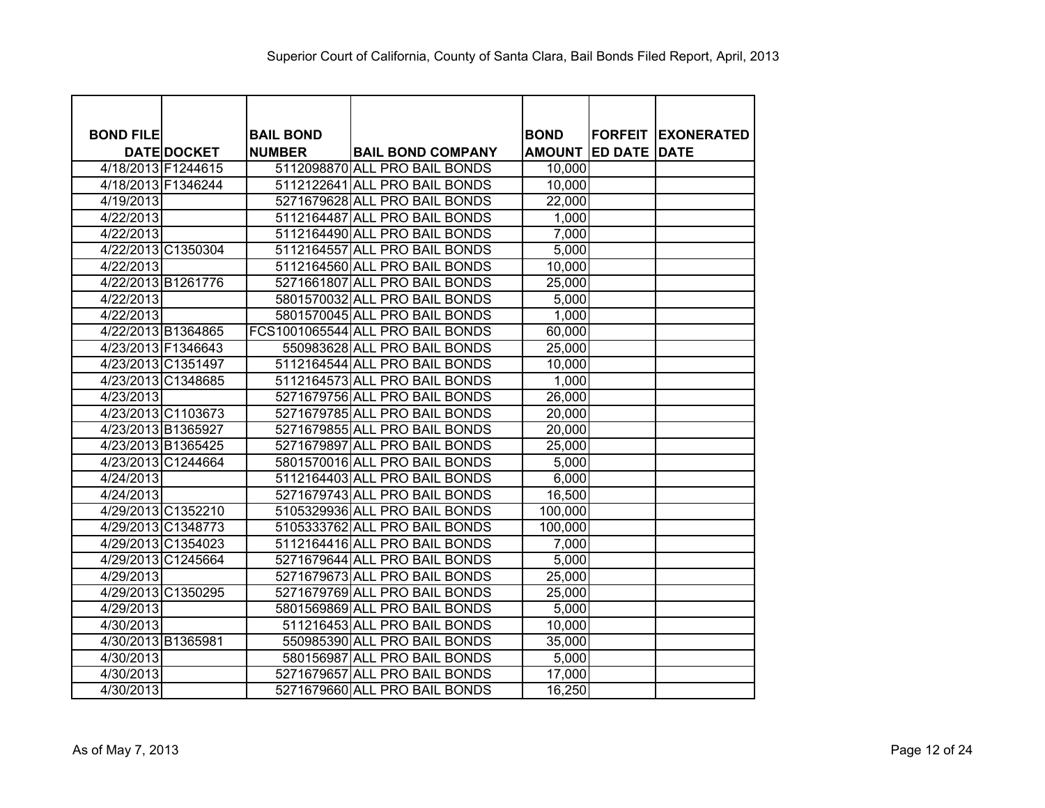Superior Court of California, County of Santa Clara, Bail Bonds Filed Report, April, 2013

| BOND FILE DATE | DOCKET | BAIL BOND NUMBER | BAIL BOND COMPANY | BOND AMOUNT | FORFEITED DATE | EXONERATED DATE |
|---|---|---|---|---|---|---|
| 4/18/2013 | F1244615 | 5112098870 | ALL PRO BAIL BONDS | 10,000 | | |
| 4/18/2013 | F1346244 | 5112122641 | ALL PRO BAIL BONDS | 10,000 | | |
| 4/19/2013 | | 5271679628 | ALL PRO BAIL BONDS | 22,000 | | |
| 4/22/2013 | | 5112164487 | ALL PRO BAIL BONDS | 1,000 | | |
| 4/22/2013 | | 5112164490 | ALL PRO BAIL BONDS | 7,000 | | |
| 4/22/2013 | C1350304 | 5112164557 | ALL PRO BAIL BONDS | 5,000 | | |
| 4/22/2013 | | 5112164560 | ALL PRO BAIL BONDS | 10,000 | | |
| 4/22/2013 | B1261776 | 5271661807 | ALL PRO BAIL BONDS | 25,000 | | |
| 4/22/2013 | | 5801570032 | ALL PRO BAIL BONDS | 5,000 | | |
| 4/22/2013 | | 5801570045 | ALL PRO BAIL BONDS | 1,000 | | |
| 4/22/2013 | B1364865 | FCS1001065544 | ALL PRO BAIL BONDS | 60,000 | | |
| 4/23/2013 | F1346643 | 550983628 | ALL PRO BAIL BONDS | 25,000 | | |
| 4/23/2013 | C1351497 | 5112164544 | ALL PRO BAIL BONDS | 10,000 | | |
| 4/23/2013 | C1348685 | 5112164573 | ALL PRO BAIL BONDS | 1,000 | | |
| 4/23/2013 | | 5271679756 | ALL PRO BAIL BONDS | 26,000 | | |
| 4/23/2013 | C1103673 | 5271679785 | ALL PRO BAIL BONDS | 20,000 | | |
| 4/23/2013 | B1365927 | 5271679855 | ALL PRO BAIL BONDS | 20,000 | | |
| 4/23/2013 | B1365425 | 5271679897 | ALL PRO BAIL BONDS | 25,000 | | |
| 4/23/2013 | C1244664 | 5801570016 | ALL PRO BAIL BONDS | 5,000 | | |
| 4/24/2013 | | 5112164403 | ALL PRO BAIL BONDS | 6,000 | | |
| 4/24/2013 | | 5271679743 | ALL PRO BAIL BONDS | 16,500 | | |
| 4/29/2013 | C1352210 | 5105329936 | ALL PRO BAIL BONDS | 100,000 | | |
| 4/29/2013 | C1348773 | 5105333762 | ALL PRO BAIL BONDS | 100,000 | | |
| 4/29/2013 | C1354023 | 5112164416 | ALL PRO BAIL BONDS | 7,000 | | |
| 4/29/2013 | C1245664 | 5271679644 | ALL PRO BAIL BONDS | 5,000 | | |
| 4/29/2013 | | 5271679673 | ALL PRO BAIL BONDS | 25,000 | | |
| 4/29/2013 | C1350295 | 5271679769 | ALL PRO BAIL BONDS | 25,000 | | |
| 4/29/2013 | | 5801569869 | ALL PRO BAIL BONDS | 5,000 | | |
| 4/30/2013 | | 511216453 | ALL PRO BAIL BONDS | 10,000 | | |
| 4/30/2013 | B1365981 | 550985390 | ALL PRO BAIL BONDS | 35,000 | | |
| 4/30/2013 | | 580156987 | ALL PRO BAIL BONDS | 5,000 | | |
| 4/30/2013 | | 5271679657 | ALL PRO BAIL BONDS | 17,000 | | |
| 4/30/2013 | | 5271679660 | ALL PRO BAIL BONDS | 16,250 | | |

As of May 7, 2013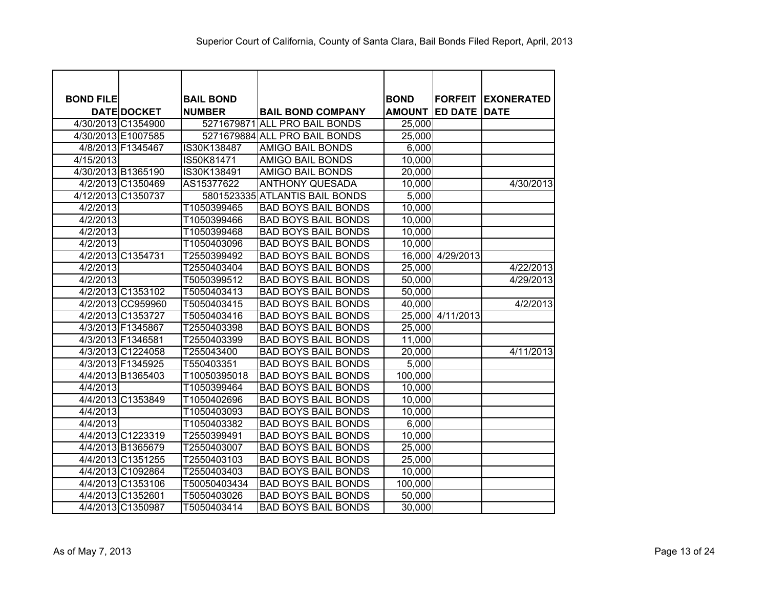Superior Court of California, County of Santa Clara, Bail Bonds Filed Report, April, 2013

| BOND FILE DATE | DOCKET | BAIL BOND NUMBER | BAIL BOND COMPANY | BOND AMOUNT | FORFEITED DATE | EXONERATED DATE |
|---|---|---|---|---|---|---|
| 4/30/2013 | C1354900 | 5271679871 | ALL PRO BAIL BONDS | 25,000 | | |
| 4/30/2013 | E1007585 | 5271679884 | ALL PRO BAIL BONDS | 25,000 | | |
| 4/8/2013 | F1345467 | IS30K138487 | AMIGO BAIL BONDS | 6,000 | | |
| 4/15/2013 | | IS50K81471 | AMIGO BAIL BONDS | 10,000 | | |
| 4/30/2013 | B1365190 | IS30K138491 | AMIGO BAIL BONDS | 20,000 | | |
| 4/2/2013 | C1350469 | AS15377622 | ANTHONY QUESADA | 10,000 | | 4/30/2013 |
| 4/12/2013 | C1350737 | 5801523335 | ATLANTIS BAIL BONDS | 5,000 | | |
| 4/2/2013 | | T1050399465 | BAD BOYS BAIL BONDS | 10,000 | | |
| 4/2/2013 | | T1050399466 | BAD BOYS BAIL BONDS | 10,000 | | |
| 4/2/2013 | | T1050399468 | BAD BOYS BAIL BONDS | 10,000 | | |
| 4/2/2013 | | T1050403096 | BAD BOYS BAIL BONDS | 10,000 | | |
| 4/2/2013 | C1354731 | T2550399492 | BAD BOYS BAIL BONDS | 16,000 | 4/29/2013 | |
| 4/2/2013 | | T2550403404 | BAD BOYS BAIL BONDS | 25,000 | | 4/22/2013 |
| 4/2/2013 | | T5050399512 | BAD BOYS BAIL BONDS | 50,000 | | 4/29/2013 |
| 4/2/2013 | C1353102 | T5050403413 | BAD BOYS BAIL BONDS | 50,000 | | |
| 4/2/2013 | CC959960 | T5050403415 | BAD BOYS BAIL BONDS | 40,000 | | 4/2/2013 |
| 4/2/2013 | C1353727 | T5050403416 | BAD BOYS BAIL BONDS | 25,000 | 4/11/2013 | |
| 4/3/2013 | F1345867 | T2550403398 | BAD BOYS BAIL BONDS | 25,000 | | |
| 4/3/2013 | F1346581 | T2550403399 | BAD BOYS BAIL BONDS | 11,000 | | |
| 4/3/2013 | C1224058 | T255043400 | BAD BOYS BAIL BONDS | 20,000 | | 4/11/2013 |
| 4/3/2013 | F1345925 | T550403351 | BAD BOYS BAIL BONDS | 5,000 | | |
| 4/4/2013 | B1365403 | T10050395018 | BAD BOYS BAIL BONDS | 100,000 | | |
| 4/4/2013 | | T1050399464 | BAD BOYS BAIL BONDS | 10,000 | | |
| 4/4/2013 | C1353849 | T1050402696 | BAD BOYS BAIL BONDS | 10,000 | | |
| 4/4/2013 | | T1050403093 | BAD BOYS BAIL BONDS | 10,000 | | |
| 4/4/2013 | | T1050403382 | BAD BOYS BAIL BONDS | 6,000 | | |
| 4/4/2013 | C1223319 | T2550399491 | BAD BOYS BAIL BONDS | 10,000 | | |
| 4/4/2013 | B1365679 | T2550403007 | BAD BOYS BAIL BONDS | 25,000 | | |
| 4/4/2013 | C1351255 | T2550403103 | BAD BOYS BAIL BONDS | 25,000 | | |
| 4/4/2013 | C1092864 | T2550403403 | BAD BOYS BAIL BONDS | 10,000 | | |
| 4/4/2013 | C1353106 | T50050403434 | BAD BOYS BAIL BONDS | 100,000 | | |
| 4/4/2013 | C1352601 | T5050403026 | BAD BOYS BAIL BONDS | 50,000 | | |
| 4/4/2013 | C1350987 | T5050403414 | BAD BOYS BAIL BONDS | 30,000 | | |

As of May 7, 2013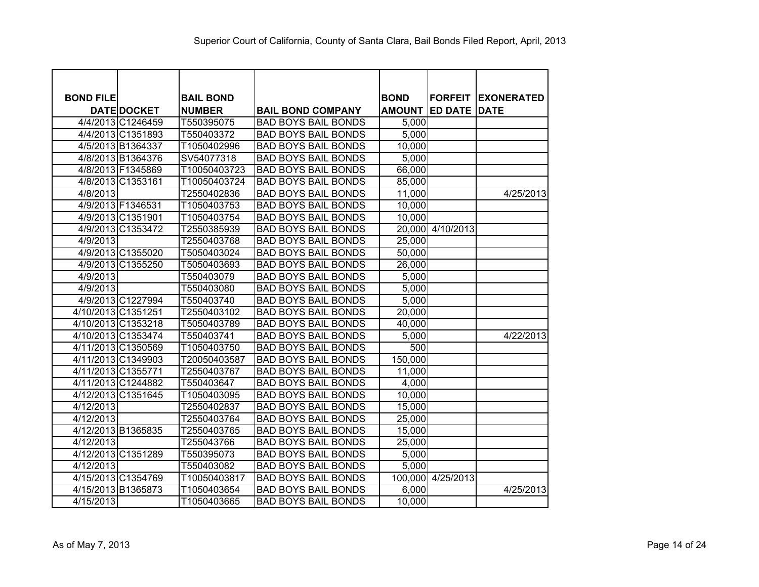Superior Court of California, County of Santa Clara, Bail Bonds Filed Report, April, 2013

| BOND FILE DATE | DOCKET | BAIL BOND NUMBER | BAIL BOND COMPANY | BOND AMOUNT | FORFEITED DATE | EXONERATED DATE |
|---|---|---|---|---|---|---|
| 4/4/2013 | C1246459 | T550395075 | BAD BOYS BAIL BONDS | 5,000 | | |
| 4/4/2013 | C1351893 | T550403372 | BAD BOYS BAIL BONDS | 5,000 | | |
| 4/5/2013 | B1364337 | T1050402996 | BAD BOYS BAIL BONDS | 10,000 | | |
| 4/8/2013 | B1364376 | SV54077318 | BAD BOYS BAIL BONDS | 5,000 | | |
| 4/8/2013 | F1345869 | T10050403723 | BAD BOYS BAIL BONDS | 66,000 | | |
| 4/8/2013 | C1353161 | T10050403724 | BAD BOYS BAIL BONDS | 85,000 | | |
| 4/8/2013 | | T2550402836 | BAD BOYS BAIL BONDS | 11,000 | | 4/25/2013 |
| 4/9/2013 | F1346531 | T1050403753 | BAD BOYS BAIL BONDS | 10,000 | | |
| 4/9/2013 | C1351901 | T1050403754 | BAD BOYS BAIL BONDS | 10,000 | | |
| 4/9/2013 | C1353472 | T2550385939 | BAD BOYS BAIL BONDS | 20,000 | 4/10/2013 | |
| 4/9/2013 | | T2550403768 | BAD BOYS BAIL BONDS | 25,000 | | |
| 4/9/2013 | C1355020 | T5050403024 | BAD BOYS BAIL BONDS | 50,000 | | |
| 4/9/2013 | C1355250 | T5050403693 | BAD BOYS BAIL BONDS | 26,000 | | |
| 4/9/2013 | | T550403079 | BAD BOYS BAIL BONDS | 5,000 | | |
| 4/9/2013 | | T550403080 | BAD BOYS BAIL BONDS | 5,000 | | |
| 4/9/2013 | C1227994 | T550403740 | BAD BOYS BAIL BONDS | 5,000 | | |
| 4/10/2013 | C1351251 | T2550403102 | BAD BOYS BAIL BONDS | 20,000 | | |
| 4/10/2013 | C1353218 | T5050403789 | BAD BOYS BAIL BONDS | 40,000 | | |
| 4/10/2013 | C1353474 | T550403741 | BAD BOYS BAIL BONDS | 5,000 | | 4/22/2013 |
| 4/11/2013 | C1350569 | T1050403750 | BAD BOYS BAIL BONDS | 500 | | |
| 4/11/2013 | C1349903 | T20050403587 | BAD BOYS BAIL BONDS | 150,000 | | |
| 4/11/2013 | C1355771 | T2550403767 | BAD BOYS BAIL BONDS | 11,000 | | |
| 4/11/2013 | C1244882 | T550403647 | BAD BOYS BAIL BONDS | 4,000 | | |
| 4/12/2013 | C1351645 | T1050403095 | BAD BOYS BAIL BONDS | 10,000 | | |
| 4/12/2013 | | T2550402837 | BAD BOYS BAIL BONDS | 15,000 | | |
| 4/12/2013 | | T2550403764 | BAD BOYS BAIL BONDS | 25,000 | | |
| 4/12/2013 | B1365835 | T2550403765 | BAD BOYS BAIL BONDS | 15,000 | | |
| 4/12/2013 | | T255043766 | BAD BOYS BAIL BONDS | 25,000 | | |
| 4/12/2013 | C1351289 | T550395073 | BAD BOYS BAIL BONDS | 5,000 | | |
| 4/12/2013 | | T550403082 | BAD BOYS BAIL BONDS | 5,000 | | |
| 4/15/2013 | C1354769 | T10050403817 | BAD BOYS BAIL BONDS | 100,000 | 4/25/2013 | |
| 4/15/2013 | B1365873 | T1050403654 | BAD BOYS BAIL BONDS | 6,000 | | 4/25/2013 |
| 4/15/2013 | | T1050403665 | BAD BOYS BAIL BONDS | 10,000 | | |

As of May 7, 2013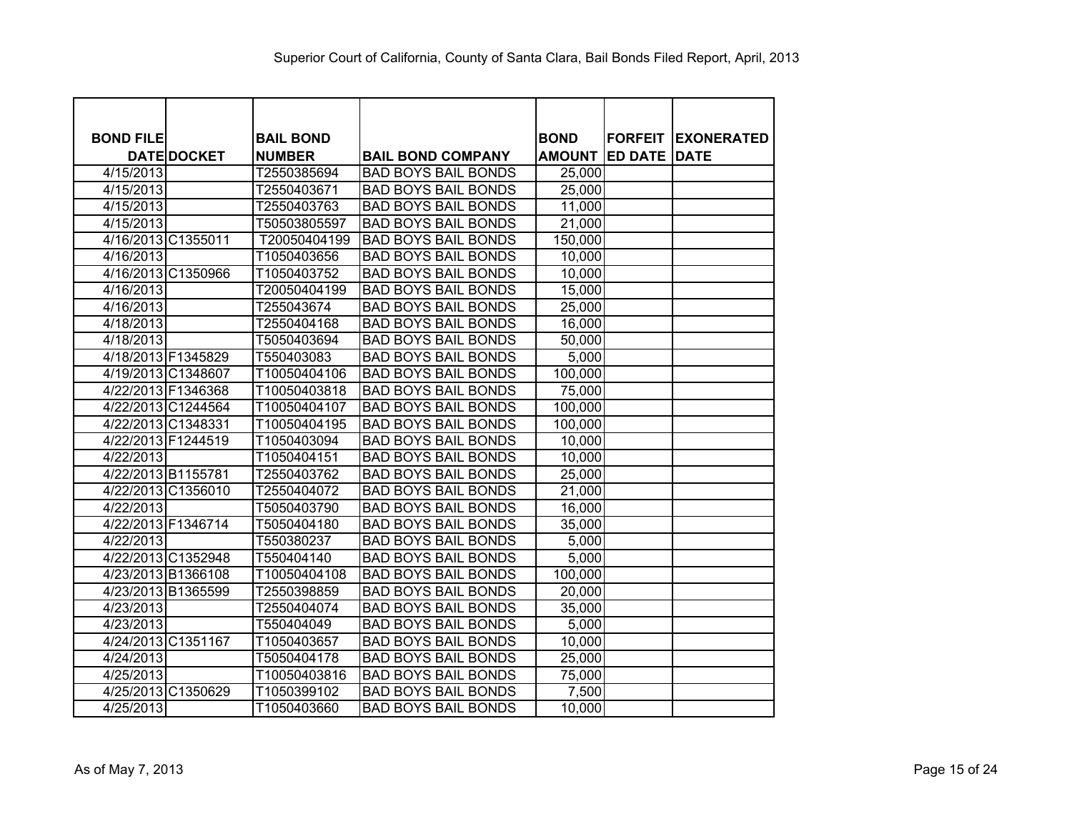Superior Court of California, County of Santa Clara, Bail Bonds Filed Report, April, 2013

| BOND FILE DATE | DOCKET | BAIL BOND NUMBER | BAIL BOND COMPANY | BOND AMOUNT | FORFEITED DATE | EXONERATED DATE |
|---|---|---|---|---|---|---|
| 4/15/2013 | | T2550385694 | BAD BOYS BAIL BONDS | 25,000 | | |
| 4/15/2013 | | T2550403671 | BAD BOYS BAIL BONDS | 25,000 | | |
| 4/15/2013 | | T2550403763 | BAD BOYS BAIL BONDS | 11,000 | | |
| 4/15/2013 | | T50503805597 | BAD BOYS BAIL BONDS | 21,000 | | |
| 4/16/2013 | C1355011 | T20050404199 | BAD BOYS BAIL BONDS | 150,000 | | |
| 4/16/2013 | | T1050403656 | BAD BOYS BAIL BONDS | 10,000 | | |
| 4/16/2013 | C1350966 | T1050403752 | BAD BOYS BAIL BONDS | 10,000 | | |
| 4/16/2013 | | T20050404199 | BAD BOYS BAIL BONDS | 15,000 | | |
| 4/16/2013 | | T255043674 | BAD BOYS BAIL BONDS | 25,000 | | |
| 4/18/2013 | | T2550404168 | BAD BOYS BAIL BONDS | 16,000 | | |
| 4/18/2013 | | T5050403694 | BAD BOYS BAIL BONDS | 50,000 | | |
| 4/18/2013 | F1345829 | T550403083 | BAD BOYS BAIL BONDS | 5,000 | | |
| 4/19/2013 | C1348607 | T10050404106 | BAD BOYS BAIL BONDS | 100,000 | | |
| 4/22/2013 | F1346368 | T10050403818 | BAD BOYS BAIL BONDS | 75,000 | | |
| 4/22/2013 | C1244564 | T10050404107 | BAD BOYS BAIL BONDS | 100,000 | | |
| 4/22/2013 | C1348331 | T10050404195 | BAD BOYS BAIL BONDS | 100,000 | | |
| 4/22/2013 | F1244519 | T1050403094 | BAD BOYS BAIL BONDS | 10,000 | | |
| 4/22/2013 | | T1050404151 | BAD BOYS BAIL BONDS | 10,000 | | |
| 4/22/2013 | B1155781 | T2550403762 | BAD BOYS BAIL BONDS | 25,000 | | |
| 4/22/2013 | C1356010 | T2550404072 | BAD BOYS BAIL BONDS | 21,000 | | |
| 4/22/2013 | | T5050403790 | BAD BOYS BAIL BONDS | 16,000 | | |
| 4/22/2013 | F1346714 | T5050404180 | BAD BOYS BAIL BONDS | 35,000 | | |
| 4/22/2013 | | T550380237 | BAD BOYS BAIL BONDS | 5,000 | | |
| 4/22/2013 | C1352948 | T550404140 | BAD BOYS BAIL BONDS | 5,000 | | |
| 4/23/2013 | B1366108 | T10050404108 | BAD BOYS BAIL BONDS | 100,000 | | |
| 4/23/2013 | B1365599 | T2550398859 | BAD BOYS BAIL BONDS | 20,000 | | |
| 4/23/2013 | | T2550404074 | BAD BOYS BAIL BONDS | 35,000 | | |
| 4/23/2013 | | T550404049 | BAD BOYS BAIL BONDS | 5,000 | | |
| 4/24/2013 | C1351167 | T1050403657 | BAD BOYS BAIL BONDS | 10,000 | | |
| 4/24/2013 | | T5050404178 | BAD BOYS BAIL BONDS | 25,000 | | |
| 4/25/2013 | | T10050403816 | BAD BOYS BAIL BONDS | 75,000 | | |
| 4/25/2013 | C1350629 | T1050399102 | BAD BOYS BAIL BONDS | 7,500 | | |
| 4/25/2013 | | T1050403660 | BAD BOYS BAIL BONDS | 10,000 | | |

As of May 7, 2013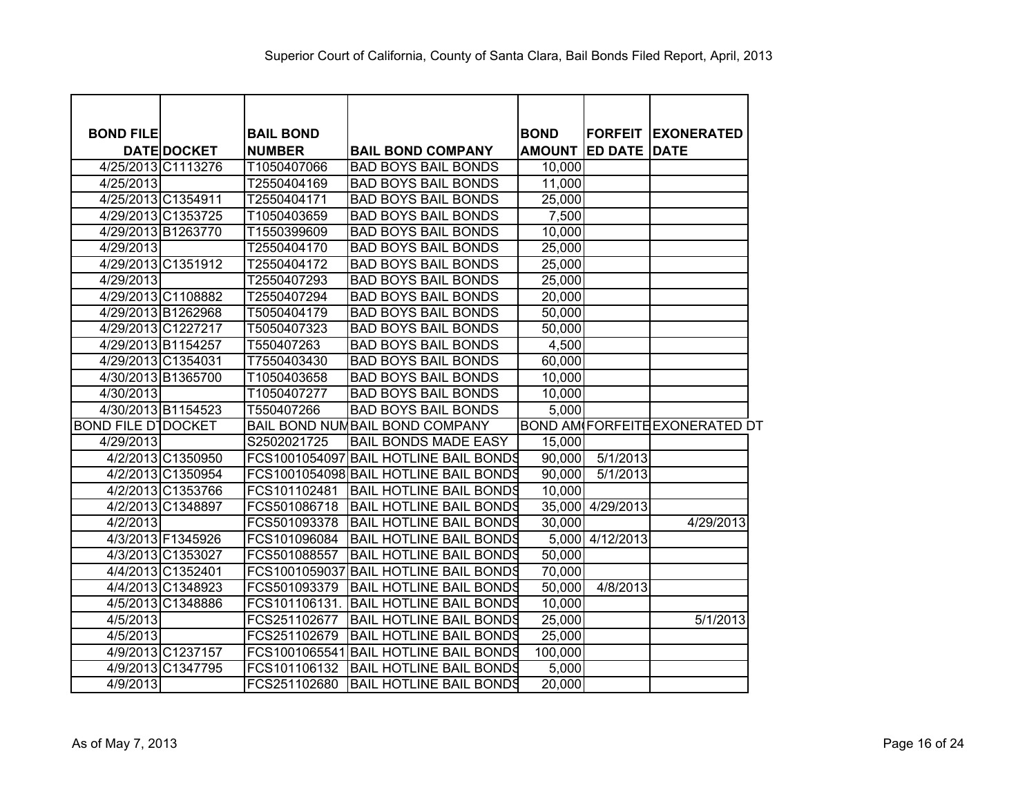Superior Court of California, County of Santa Clara, Bail Bonds Filed Report, April, 2013

| BOND FILE DATE | DOCKET | BAIL BOND NUMBER | BAIL BOND COMPANY | BOND AMOUNT | FORFEITED DATE | EXONERATED DATE |
|---|---|---|---|---|---|---|
| 4/25/2013 | C1113276 | T1050407066 | BAD BOYS BAIL BONDS | 10,000 | | |
| 4/25/2013 | | T2550404169 | BAD BOYS BAIL BONDS | 11,000 | | |
| 4/25/2013 | C1354911 | T2550404171 | BAD BOYS BAIL BONDS | 25,000 | | |
| 4/29/2013 | C1353725 | T1050403659 | BAD BOYS BAIL BONDS | 7,500 | | |
| 4/29/2013 | B1263770 | T1550399609 | BAD BOYS BAIL BONDS | 10,000 | | |
| 4/29/2013 | | T2550404170 | BAD BOYS BAIL BONDS | 25,000 | | |
| 4/29/2013 | C1351912 | T2550404172 | BAD BOYS BAIL BONDS | 25,000 | | |
| 4/29/2013 | | T2550407293 | BAD BOYS BAIL BONDS | 25,000 | | |
| 4/29/2013 | C1108882 | T2550407294 | BAD BOYS BAIL BONDS | 20,000 | | |
| 4/29/2013 | B1262968 | T5050404179 | BAD BOYS BAIL BONDS | 50,000 | | |
| 4/29/2013 | C1227217 | T5050407323 | BAD BOYS BAIL BONDS | 50,000 | | |
| 4/29/2013 | B1154257 | T550407263 | BAD BOYS BAIL BONDS | 4,500 | | |
| 4/29/2013 | C1354031 | T7550403430 | BAD BOYS BAIL BONDS | 60,000 | | |
| 4/30/2013 | B1365700 | T1050403658 | BAD BOYS BAIL BONDS | 10,000 | | |
| 4/30/2013 | | T1050407277 | BAD BOYS BAIL BONDS | 10,000 | | |
| 4/30/2013 | B1154523 | T550407266 | BAD BOYS BAIL BONDS | 5,000 | | |
| BOND FILE DT | DOCKET | BAIL BOND NUM | BAIL BOND COMPANY | BOND AM | FORFEITE | EXONERATED DT |
| 4/29/2013 | | S2502021725 | BAIL BONDS MADE EASY | 15,000 | | |
| 4/2/2013 | C1350950 | FCS1001054097 | BAIL HOTLINE BAIL BONDS | 90,000 | 5/1/2013 | |
| 4/2/2013 | C1350954 | FCS1001054098 | BAIL HOTLINE BAIL BONDS | 90,000 | 5/1/2013 | |
| 4/2/2013 | C1353766 | FCS101102481 | BAIL HOTLINE BAIL BONDS | 10,000 | | |
| 4/2/2013 | C1348897 | FCS501086718 | BAIL HOTLINE BAIL BONDS | 35,000 | 4/29/2013 | |
| 4/2/2013 | | FCS501093378 | BAIL HOTLINE BAIL BONDS | 30,000 | | 4/29/2013 |
| 4/3/2013 | F1345926 | FCS101096084 | BAIL HOTLINE BAIL BONDS | 5,000 | 4/12/2013 | |
| 4/3/2013 | C1353027 | FCS501088557 | BAIL HOTLINE BAIL BONDS | 50,000 | | |
| 4/4/2013 | C1352401 | FCS1001059037 | BAIL HOTLINE BAIL BONDS | 70,000 | | |
| 4/4/2013 | C1348923 | FCS501093379 | BAIL HOTLINE BAIL BONDS | 50,000 | 4/8/2013 | |
| 4/5/2013 | C1348886 | FCS101106131. | BAIL HOTLINE BAIL BONDS | 10,000 | | |
| 4/5/2013 | | FCS251102677 | BAIL HOTLINE BAIL BONDS | 25,000 | | 5/1/2013 |
| 4/5/2013 | | FCS251102679 | BAIL HOTLINE BAIL BONDS | 25,000 | | |
| 4/9/2013 | C1237157 | FCS1001065541 | BAIL HOTLINE BAIL BONDS | 100,000 | | |
| 4/9/2013 | C1347795 | FCS101106132 | BAIL HOTLINE BAIL BONDS | 5,000 | | |
| 4/9/2013 | | FCS251102680 | BAIL HOTLINE BAIL BONDS | 20,000 | | |

As of May 7, 2013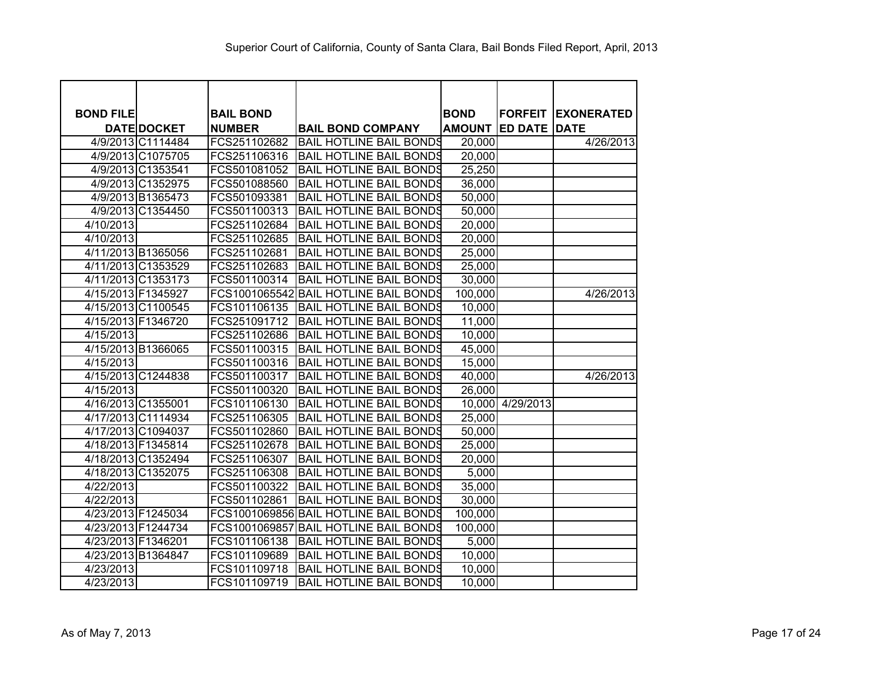# Superior Court of California, County of Santa Clara, Bail Bonds Filed Report, April, 2013

| BOND FILE DATE | DOCKET | BAIL BOND NUMBER | BAIL BOND COMPANY | BOND AMOUNT | FORFEITED DATE | EXONERATED DATE |
|---|---|---|---|---|---|---|
| 4/9/2013 | C1114484 | FCS251102682 | BAIL HOTLINE BAIL BONDS | 20,000 | | 4/26/2013 |
| 4/9/2013 | C1075705 | FCS251106316 | BAIL HOTLINE BAIL BONDS | 20,000 | | |
| 4/9/2013 | C1353541 | FCS501081052 | BAIL HOTLINE BAIL BONDS | 25,250 | | |
| 4/9/2013 | C1352975 | FCS501088560 | BAIL HOTLINE BAIL BONDS | 36,000 | | |
| 4/9/2013 | B1365473 | FCS501093381 | BAIL HOTLINE BAIL BONDS | 50,000 | | |
| 4/9/2013 | C1354450 | FCS501100313 | BAIL HOTLINE BAIL BONDS | 50,000 | | |
| 4/10/2013 | | FCS251102684 | BAIL HOTLINE BAIL BONDS | 20,000 | | |
| 4/10/2013 | | FCS251102685 | BAIL HOTLINE BAIL BONDS | 20,000 | | |
| 4/11/2013 | B1365056 | FCS251102681 | BAIL HOTLINE BAIL BONDS | 25,000 | | |
| 4/11/2013 | C1353529 | FCS251102683 | BAIL HOTLINE BAIL BONDS | 25,000 | | |
| 4/11/2013 | C1353173 | FCS501100314 | BAIL HOTLINE BAIL BONDS | 30,000 | | |
| 4/15/2013 | F1345927 | FCS1001065542 | BAIL HOTLINE BAIL BONDS | 100,000 | | 4/26/2013 |
| 4/15/2013 | C1100545 | FCS101106135 | BAIL HOTLINE BAIL BONDS | 10,000 | | |
| 4/15/2013 | F1346720 | FCS251091712 | BAIL HOTLINE BAIL BONDS | 11,000 | | |
| 4/15/2013 | | FCS251102686 | BAIL HOTLINE BAIL BONDS | 10,000 | | |
| 4/15/2013 | B1366065 | FCS501100315 | BAIL HOTLINE BAIL BONDS | 45,000 | | |
| 4/15/2013 | | FCS501100316 | BAIL HOTLINE BAIL BONDS | 15,000 | | |
| 4/15/2013 | C1244838 | FCS501100317 | BAIL HOTLINE BAIL BONDS | 40,000 | | 4/26/2013 |
| 4/15/2013 | | FCS501100320 | BAIL HOTLINE BAIL BONDS | 26,000 | | |
| 4/16/2013 | C1355001 | FCS101106130 | BAIL HOTLINE BAIL BONDS | 10,000 | 4/29/2013 | |
| 4/17/2013 | C1114934 | FCS251106305 | BAIL HOTLINE BAIL BONDS | 25,000 | | |
| 4/17/2013 | C1094037 | FCS501102860 | BAIL HOTLINE BAIL BONDS | 50,000 | | |
| 4/18/2013 | F1345814 | FCS251102678 | BAIL HOTLINE BAIL BONDS | 25,000 | | |
| 4/18/2013 | C1352494 | FCS251106307 | BAIL HOTLINE BAIL BONDS | 20,000 | | |
| 4/18/2013 | C1352075 | FCS251106308 | BAIL HOTLINE BAIL BONDS | 5,000 | | |
| 4/22/2013 | | FCS501100322 | BAIL HOTLINE BAIL BONDS | 35,000 | | |
| 4/22/2013 | | FCS501102861 | BAIL HOTLINE BAIL BONDS | 30,000 | | |
| 4/23/2013 | F1245034 | FCS1001069856 | BAIL HOTLINE BAIL BONDS | 100,000 | | |
| 4/23/2013 | F1244734 | FCS1001069857 | BAIL HOTLINE BAIL BONDS | 100,000 | | |
| 4/23/2013 | F1346201 | FCS101106138 | BAIL HOTLINE BAIL BONDS | 5,000 | | |
| 4/23/2013 | B1364847 | FCS101109689 | BAIL HOTLINE BAIL BONDS | 10,000 | | |
| 4/23/2013 | | FCS101109718 | BAIL HOTLINE BAIL BONDS | 10,000 | | |
| 4/23/2013 | | FCS101109719 | BAIL HOTLINE BAIL BONDS | 10,000 | | |

As of May 7, 2013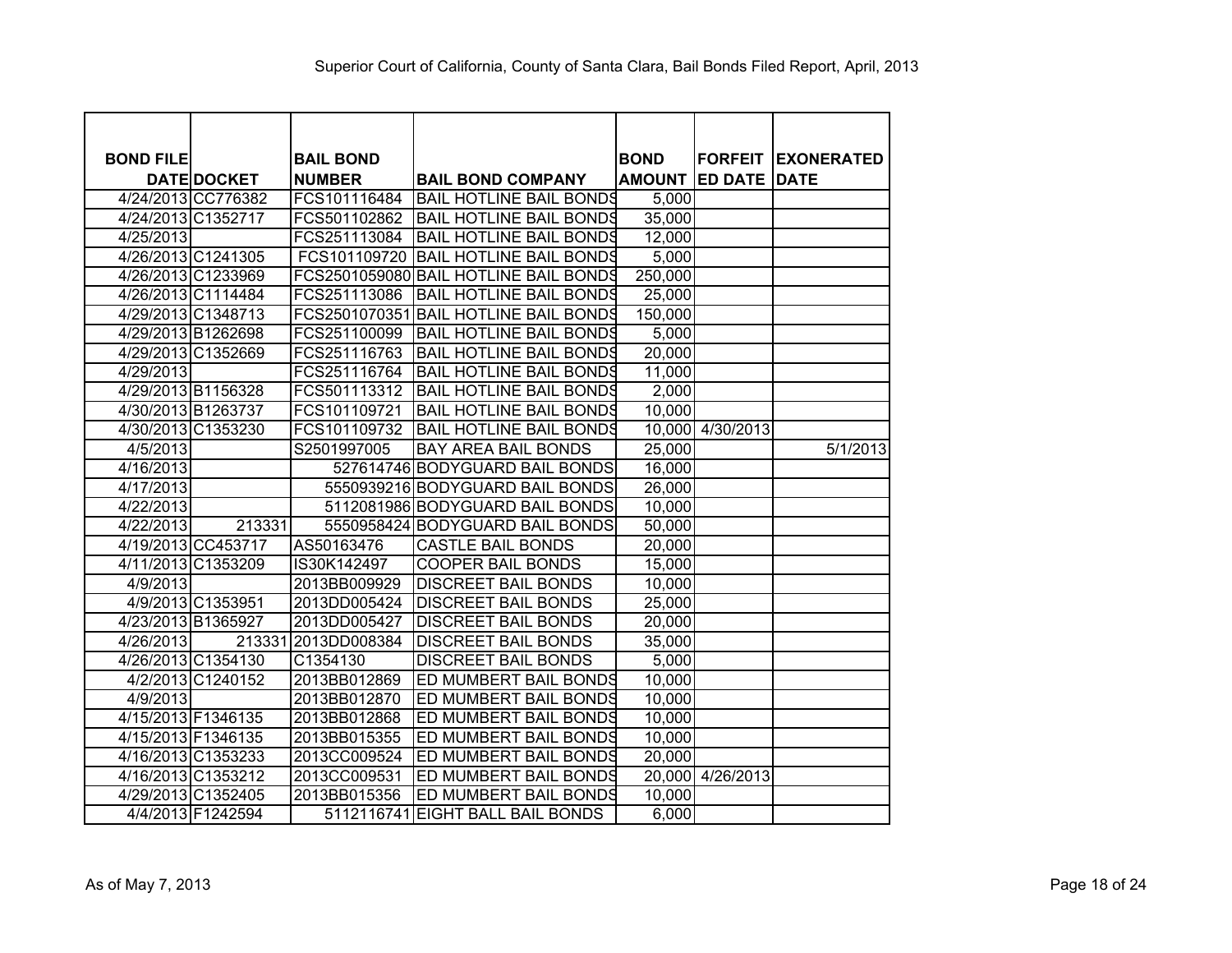Superior Court of California, County of Santa Clara, Bail Bonds Filed Report, April, 2013

| BOND FILE DATE | DOCKET | BAIL BOND NUMBER | BAIL BOND COMPANY | BOND AMOUNT | FORFEITED DATE | EXONERATED DATE |
|---|---|---|---|---|---|---|
| 4/24/2013 | CC776382 | FCS101116484 | BAIL HOTLINE BAIL BONDS | 5,000 | | |
| 4/24/2013 | C1352717 | FCS501102862 | BAIL HOTLINE BAIL BONDS | 35,000 | | |
| 4/25/2013 | | FCS251113084 | BAIL HOTLINE BAIL BONDS | 12,000 | | |
| 4/26/2013 | C1241305 | FCS101109720 | BAIL HOTLINE BAIL BONDS | 5,000 | | |
| 4/26/2013 | C1233969 | FCS2501059080 | BAIL HOTLINE BAIL BONDS | 250,000 | | |
| 4/26/2013 | C1114484 | FCS251113086 | BAIL HOTLINE BAIL BONDS | 25,000 | | |
| 4/29/2013 | C1348713 | FCS2501070351 | BAIL HOTLINE BAIL BONDS | 150,000 | | |
| 4/29/2013 | B1262698 | FCS251100099 | BAIL HOTLINE BAIL BONDS | 5,000 | | |
| 4/29/2013 | C1352669 | FCS251116763 | BAIL HOTLINE BAIL BONDS | 20,000 | | |
| 4/29/2013 | | FCS251116764 | BAIL HOTLINE BAIL BONDS | 11,000 | | |
| 4/29/2013 | B1156328 | FCS501113312 | BAIL HOTLINE BAIL BONDS | 2,000 | | |
| 4/30/2013 | B1263737 | FCS101109721 | BAIL HOTLINE BAIL BONDS | 10,000 | | |
| 4/30/2013 | C1353230 | FCS101109732 | BAIL HOTLINE BAIL BONDS | 10,000 | 4/30/2013 | |
| 4/5/2013 | | S2501997005 | BAY AREA BAIL BONDS | 25,000 | | 5/1/2013 |
| 4/16/2013 | | 527614746 | BODYGUARD BAIL BONDS | 16,000 | | |
| 4/17/2013 | | 5550939216 | BODYGUARD BAIL BONDS | 26,000 | | |
| 4/22/2013 | | 5112081986 | BODYGUARD BAIL BONDS | 10,000 | | |
| 4/22/2013 | 213331 | 5550958424 | BODYGUARD BAIL BONDS | 50,000 | | |
| 4/19/2013 | CC453717 | AS50163476 | CASTLE BAIL BONDS | 20,000 | | |
| 4/11/2013 | C1353209 | IS30K142497 | COOPER BAIL BONDS | 15,000 | | |
| 4/9/2013 | | 2013BB009929 | DISCREET BAIL BONDS | 10,000 | | |
| 4/9/2013 | C1353951 | 2013DD005424 | DISCREET BAIL BONDS | 25,000 | | |
| 4/23/2013 | B1365927 | 2013DD005427 | DISCREET BAIL BONDS | 20,000 | | |
| 4/26/2013 | 213331 | 2013DD008384 | DISCREET BAIL BONDS | 35,000 | | |
| 4/26/2013 | C1354130 | C1354130 | DISCREET BAIL BONDS | 5,000 | | |
| 4/2/2013 | C1240152 | 2013BB012869 | ED MUMBERT BAIL BONDS | 10,000 | | |
| 4/9/2013 | | 2013BB012870 | ED MUMBERT BAIL BONDS | 10,000 | | |
| 4/15/2013 | F1346135 | 2013BB012868 | ED MUMBERT BAIL BONDS | 10,000 | | |
| 4/15/2013 | F1346135 | 2013BB015355 | ED MUMBERT BAIL BONDS | 10,000 | | |
| 4/16/2013 | C1353233 | 2013CC009524 | ED MUMBERT BAIL BONDS | 20,000 | | |
| 4/16/2013 | C1353212 | 2013CC009531 | ED MUMBERT BAIL BONDS | 20,000 | 4/26/2013 | |
| 4/29/2013 | C1352405 | 2013BB015356 | ED MUMBERT BAIL BONDS | 10,000 | | |
| 4/4/2013 | F1242594 | 5112116741 | EIGHT BALL BAIL BONDS | 6,000 | | |

As of May 7, 2013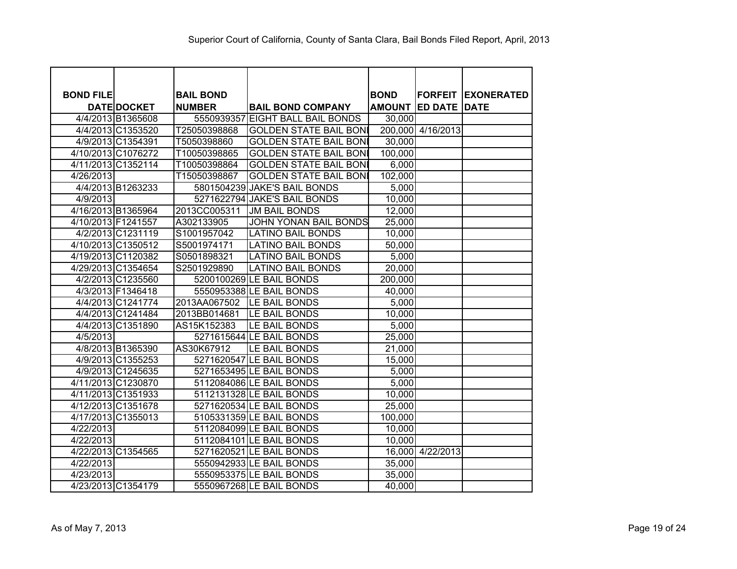# Superior Court of California, County of Santa Clara, Bail Bonds Filed Report, April, 2013

| BOND FILE DATE | DOCKET | BAIL BOND NUMBER | BAIL BOND COMPANY | BOND AMOUNT | FORFEITED DATE | EXONERATED DATE |
|---|---|---|---|---|---|---|
| 4/4/2013 | B1365608 | 5550939357 | EIGHT BALL BAIL BONDS | 30,000 | | |
| 4/4/2013 | C1353520 | T25050398868 | GOLDEN STATE BAIL BONI | 200,000 | 4/16/2013 | |
| 4/9/2013 | C1354391 | T5050398860 | GOLDEN STATE BAIL BONI | 30,000 | | |
| 4/10/2013 | C1076272 | T10050398865 | GOLDEN STATE BAIL BONI | 100,000 | | |
| 4/11/2013 | C1352114 | T10050398864 | GOLDEN STATE BAIL BONI | 6,000 | | |
| 4/26/2013 | | T15050398867 | GOLDEN STATE BAIL BONI | 102,000 | | |
| 4/4/2013 | B1263233 | 5801504239 | JAKE'S BAIL BONDS | 5,000 | | |
| 4/9/2013 | | 5271622794 | JAKE'S BAIL BONDS | 10,000 | | |
| 4/16/2013 | B1365964 | 2013CC005311 | JM BAIL BONDS | 12,000 | | |
| 4/10/2013 | F1241557 | A302133905 | JOHN YONAN BAIL BONDS | 25,000 | | |
| 4/2/2013 | C1231119 | S1001957042 | LATINO BAIL BONDS | 10,000 | | |
| 4/10/2013 | C1350512 | S5001974171 | LATINO BAIL BONDS | 50,000 | | |
| 4/19/2013 | C1120382 | S0501898321 | LATINO BAIL BONDS | 5,000 | | |
| 4/29/2013 | C1354654 | S2501929890 | LATINO BAIL BONDS | 20,000 | | |
| 4/2/2013 | C1235560 | 5200100269 | LE BAIL BONDS | 200,000 | | |
| 4/3/2013 | F1346418 | 5550953388 | LE BAIL BONDS | 40,000 | | |
| 4/4/2013 | C1241774 | 2013AA067502 | LE BAIL BONDS | 5,000 | | |
| 4/4/2013 | C1241484 | 2013BB014681 | LE BAIL BONDS | 10,000 | | |
| 4/4/2013 | C1351890 | AS15K152383 | LE BAIL BONDS | 5,000 | | |
| 4/5/2013 | | 5271615644 | LE BAIL BONDS | 25,000 | | |
| 4/8/2013 | B1365390 | AS30K67912 | LE BAIL BONDS | 21,000 | | |
| 4/9/2013 | C1355253 | 5271620547 | LE BAIL BONDS | 15,000 | | |
| 4/9/2013 | C1245635 | 5271653495 | LE BAIL BONDS | 5,000 | | |
| 4/11/2013 | C1230870 | 5112084086 | LE BAIL BONDS | 5,000 | | |
| 4/11/2013 | C1351933 | 5112131328 | LE BAIL BONDS | 10,000 | | |
| 4/12/2013 | C1351678 | 5271620534 | LE BAIL BONDS | 25,000 | | |
| 4/17/2013 | C1355013 | 5105331359 | LE BAIL BONDS | 100,000 | | |
| 4/22/2013 | | 5112084099 | LE BAIL BONDS | 10,000 | | |
| 4/22/2013 | | 5112084101 | LE BAIL BONDS | 10,000 | | |
| 4/22/2013 | C1354565 | 5271620521 | LE BAIL BONDS | 16,000 | 4/22/2013 | |
| 4/22/2013 | | 5550942933 | LE BAIL BONDS | 35,000 | | |
| 4/23/2013 | | 5550953375 | LE BAIL BONDS | 35,000 | | |
| 4/23/2013 | C1354179 | 5550967268 | LE BAIL BONDS | 40,000 | | |

As of May 7, 2013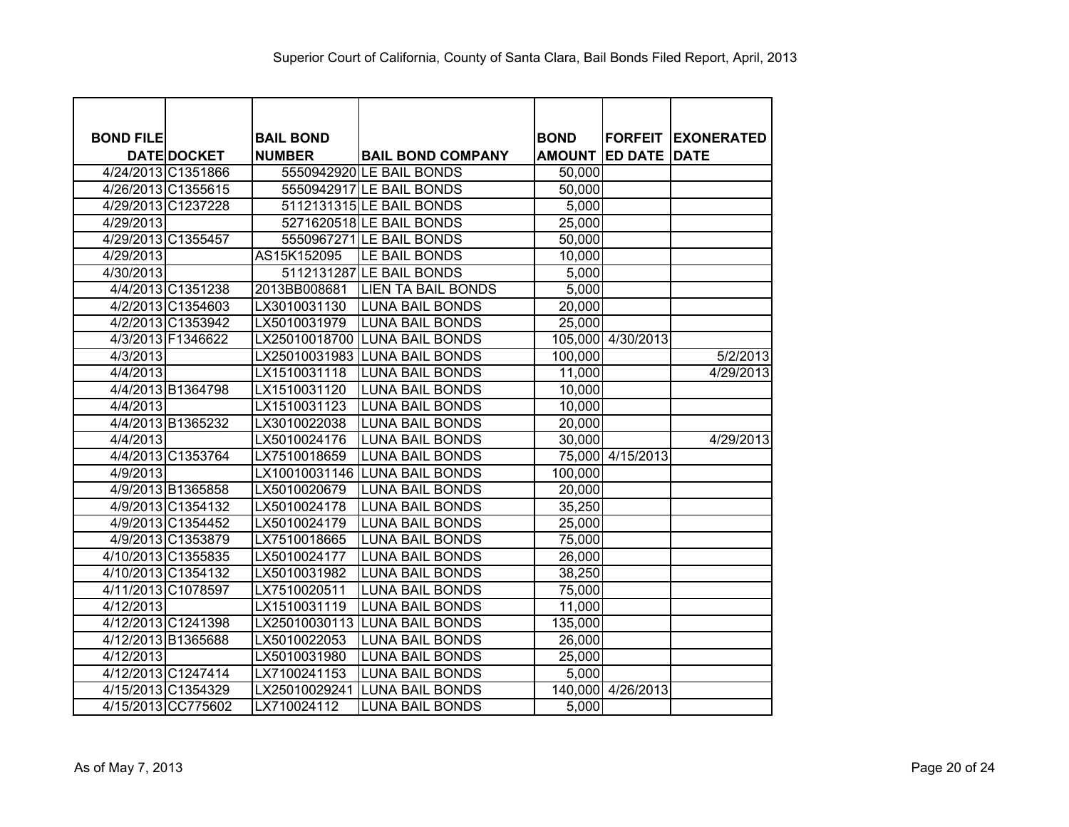Superior Court of California, County of Santa Clara, Bail Bonds Filed Report, April, 2013

| BOND FILE DATE | DOCKET | BAIL BOND NUMBER | BAIL BOND COMPANY | BOND AMOUNT | FORFEITED DATE | EXONERATED DATE |
|---|---|---|---|---|---|---|
| 4/24/2013 | C1351866 | 5550942920 | LE BAIL BONDS | 50,000 | | |
| 4/26/2013 | C1355615 | 5550942917 | LE BAIL BONDS | 50,000 | | |
| 4/29/2013 | C1237228 | 5112131315 | LE BAIL BONDS | 5,000 | | |
| 4/29/2013 | | 5271620518 | LE BAIL BONDS | 25,000 | | |
| 4/29/2013 | C1355457 | 5550967271 | LE BAIL BONDS | 50,000 | | |
| 4/29/2013 | | AS15K152095 | LE BAIL BONDS | 10,000 | | |
| 4/30/2013 | | 5112131287 | LE BAIL BONDS | 5,000 | | |
| 4/4/2013 | C1351238 | 2013BB008681 | LIEN TA BAIL BONDS | 5,000 | | |
| 4/2/2013 | C1354603 | LX3010031130 | LUNA BAIL BONDS | 20,000 | | |
| 4/2/2013 | C1353942 | LX5010031979 | LUNA BAIL BONDS | 25,000 | | |
| 4/3/2013 | F1346622 | LX25010018700 | LUNA BAIL BONDS | 105,000 | 4/30/2013 | |
| 4/3/2013 | | LX25010031983 | LUNA BAIL BONDS | 100,000 | | 5/2/2013 |
| 4/4/2013 | | LX1510031118 | LUNA BAIL BONDS | 11,000 | | 4/29/2013 |
| 4/4/2013 | B1364798 | LX1510031120 | LUNA BAIL BONDS | 10,000 | | |
| 4/4/2013 | | LX1510031123 | LUNA BAIL BONDS | 10,000 | | |
| 4/4/2013 | B1365232 | LX3010022038 | LUNA BAIL BONDS | 20,000 | | |
| 4/4/2013 | | LX5010024176 | LUNA BAIL BONDS | 30,000 | | 4/29/2013 |
| 4/4/2013 | C1353764 | LX7510018659 | LUNA BAIL BONDS | 75,000 | 4/15/2013 | |
| 4/9/2013 | | LX10010031146 | LUNA BAIL BONDS | 100,000 | | |
| 4/9/2013 | B1365858 | LX5010020679 | LUNA BAIL BONDS | 20,000 | | |
| 4/9/2013 | C1354132 | LX5010024178 | LUNA BAIL BONDS | 35,250 | | |
| 4/9/2013 | C1354452 | LX5010024179 | LUNA BAIL BONDS | 25,000 | | |
| 4/9/2013 | C1353879 | LX7510018665 | LUNA BAIL BONDS | 75,000 | | |
| 4/10/2013 | C1355835 | LX5010024177 | LUNA BAIL BONDS | 26,000 | | |
| 4/10/2013 | C1354132 | LX5010031982 | LUNA BAIL BONDS | 38,250 | | |
| 4/11/2013 | C1078597 | LX7510020511 | LUNA BAIL BONDS | 75,000 | | |
| 4/12/2013 | | LX1510031119 | LUNA BAIL BONDS | 11,000 | | |
| 4/12/2013 | C1241398 | LX25010030113 | LUNA BAIL BONDS | 135,000 | | |
| 4/12/2013 | B1365688 | LX5010022053 | LUNA BAIL BONDS | 26,000 | | |
| 4/12/2013 | | LX5010031980 | LUNA BAIL BONDS | 25,000 | | |
| 4/12/2013 | C1247414 | LX7100241153 | LUNA BAIL BONDS | 5,000 | | |
| 4/15/2013 | C1354329 | LX25010029241 | LUNA BAIL BONDS | 140,000 | 4/26/2013 | |
| 4/15/2013 | CC775602 | LX710024112 | LUNA BAIL BONDS | 5,000 | | |

As of May 7, 2013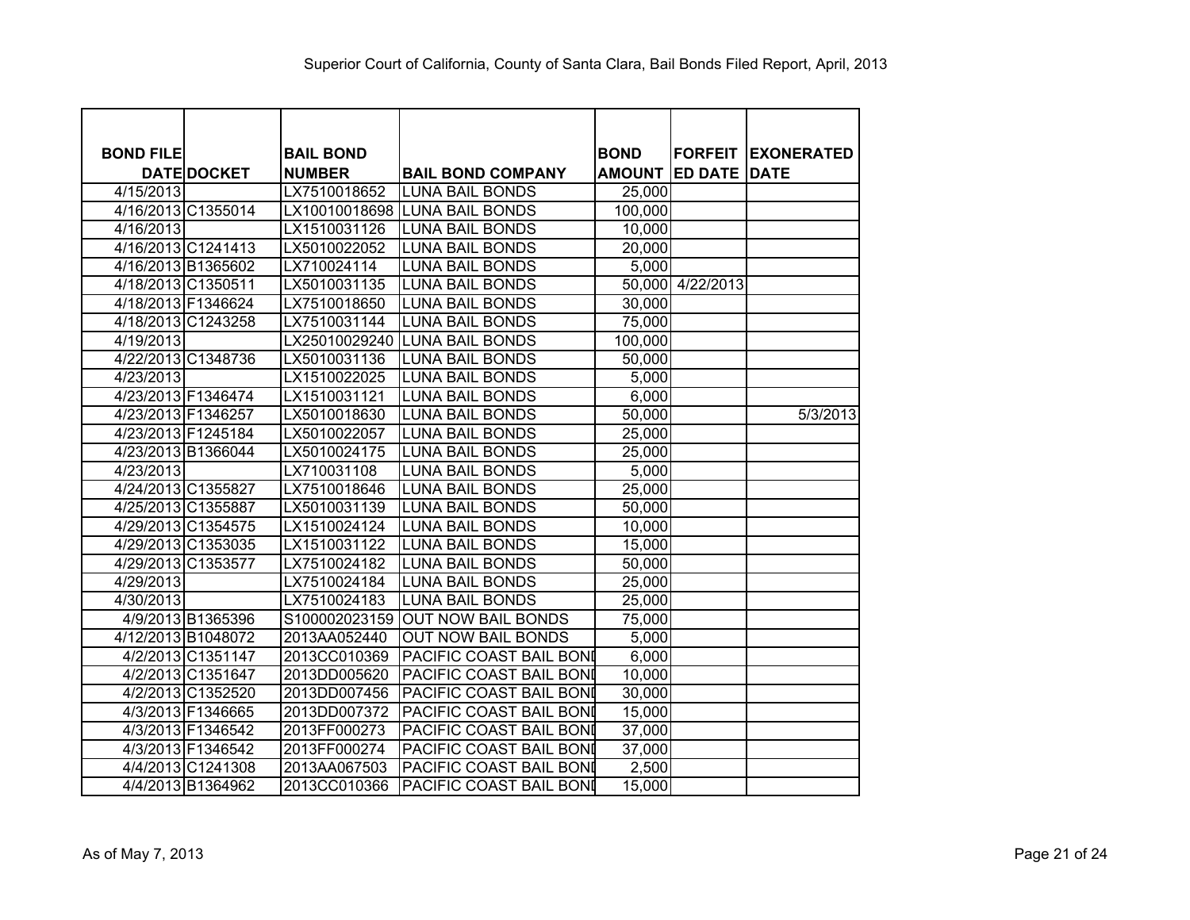Superior Court of California, County of Santa Clara, Bail Bonds Filed Report, April, 2013

| BOND FILE DATE | DOCKET | BAIL BOND NUMBER | BAIL BOND COMPANY | BOND AMOUNT | FORFEITED DATE | EXONERATED DATE |
|---|---|---|---|---|---|---|
| 4/15/2013 | | LX7510018652 | LUNA BAIL BONDS | 25,000 | | |
| 4/16/2013 | C1355014 | LX10010018698 | LUNA BAIL BONDS | 100,000 | | |
| 4/16/2013 | | LX1510031126 | LUNA BAIL BONDS | 10,000 | | |
| 4/16/2013 | C1241413 | LX5010022052 | LUNA BAIL BONDS | 20,000 | | |
| 4/16/2013 | B1365602 | LX710024114 | LUNA BAIL BONDS | 5,000 | | |
| 4/18/2013 | C1350511 | LX5010031135 | LUNA BAIL BONDS | 50,000 | 4/22/2013 | |
| 4/18/2013 | F1346624 | LX7510018650 | LUNA BAIL BONDS | 30,000 | | |
| 4/18/2013 | C1243258 | LX7510031144 | LUNA BAIL BONDS | 75,000 | | |
| 4/19/2013 | | LX25010029240 | LUNA BAIL BONDS | 100,000 | | |
| 4/22/2013 | C1348736 | LX5010031136 | LUNA BAIL BONDS | 50,000 | | |
| 4/23/2013 | | LX1510022025 | LUNA BAIL BONDS | 5,000 | | |
| 4/23/2013 | F1346474 | LX1510031121 | LUNA BAIL BONDS | 6,000 | | |
| 4/23/2013 | F1346257 | LX5010018630 | LUNA BAIL BONDS | 50,000 | | 5/3/2013 |
| 4/23/2013 | F1245184 | LX5010022057 | LUNA BAIL BONDS | 25,000 | | |
| 4/23/2013 | B1366044 | LX5010024175 | LUNA BAIL BONDS | 25,000 | | |
| 4/23/2013 | | LX710031108 | LUNA BAIL BONDS | 5,000 | | |
| 4/24/2013 | C1355827 | LX7510018646 | LUNA BAIL BONDS | 25,000 | | |
| 4/25/2013 | C1355887 | LX5010031139 | LUNA BAIL BONDS | 50,000 | | |
| 4/29/2013 | C1354575 | LX1510024124 | LUNA BAIL BONDS | 10,000 | | |
| 4/29/2013 | C1353035 | LX1510031122 | LUNA BAIL BONDS | 15,000 | | |
| 4/29/2013 | C1353577 | LX7510024182 | LUNA BAIL BONDS | 50,000 | | |
| 4/29/2013 | | LX7510024184 | LUNA BAIL BONDS | 25,000 | | |
| 4/30/2013 | | LX7510024183 | LUNA BAIL BONDS | 25,000 | | |
| 4/9/2013 | B1365396 | S100002023159 | OUT NOW BAIL BONDS | 75,000 | | |
| 4/12/2013 | B1048072 | 2013AA052440 | OUT NOW BAIL BONDS | 5,000 | | |
| 4/2/2013 | C1351147 | 2013CC010369 | PACIFIC COAST BAIL BONI | 6,000 | | |
| 4/2/2013 | C1351647 | 2013DD005620 | PACIFIC COAST BAIL BONI | 10,000 | | |
| 4/2/2013 | C1352520 | 2013DD007456 | PACIFIC COAST BAIL BONI | 30,000 | | |
| 4/3/2013 | F1346665 | 2013DD007372 | PACIFIC COAST BAIL BONI | 15,000 | | |
| 4/3/2013 | F1346542 | 2013FF000273 | PACIFIC COAST BAIL BONI | 37,000 | | |
| 4/3/2013 | F1346542 | 2013FF000274 | PACIFIC COAST BAIL BONI | 37,000 | | |
| 4/4/2013 | C1241308 | 2013AA067503 | PACIFIC COAST BAIL BONI | 2,500 | | |
| 4/4/2013 | B1364962 | 2013CC010366 | PACIFIC COAST BAIL BONI | 15,000 | | |

As of May 7, 2013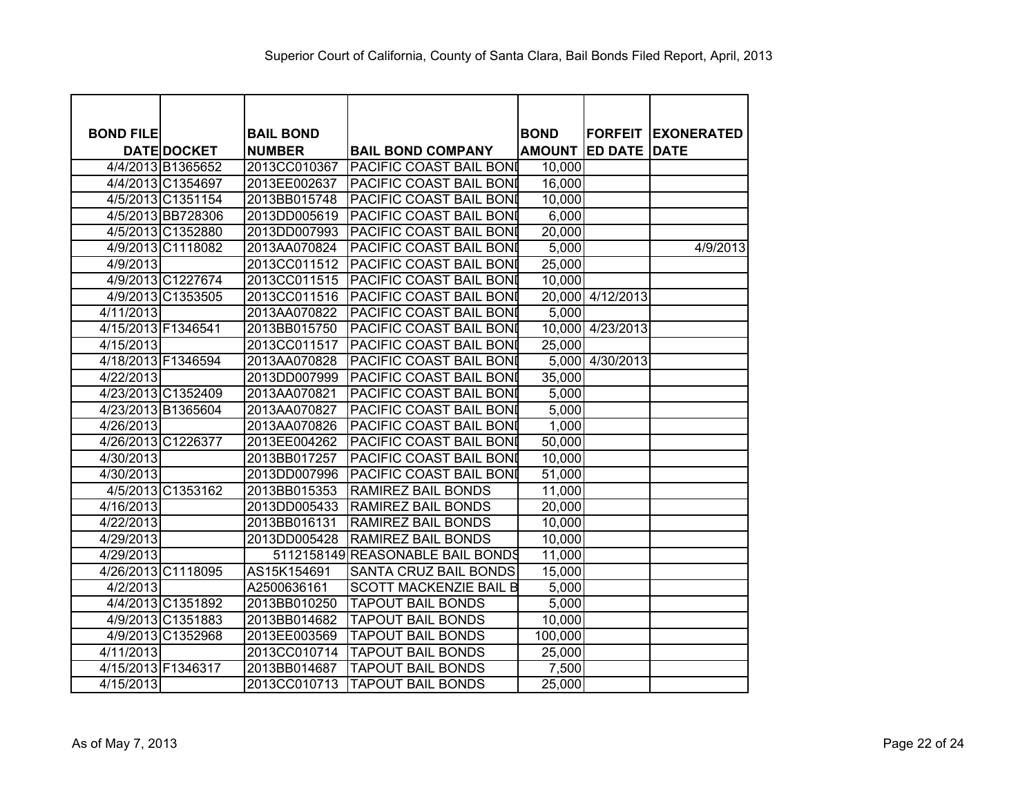# Superior Court of California, County of Santa Clara, Bail Bonds Filed Report, April, 2013

| BOND FILE DATE | DOCKET | BAIL BOND NUMBER | BAIL BOND COMPANY | BOND AMOUNT | FORFEITED DATE | EXONERATED DATE |
|---|---|---|---|---|---|---|
| 4/4/2013 | B1365652 | 2013CC010367 | PACIFIC COAST BAIL BOND | 10,000 | | |
| 4/4/2013 | C1354697 | 2013EE002637 | PACIFIC COAST BAIL BOND | 16,000 | | |
| 4/5/2013 | C1351154 | 2013BB015748 | PACIFIC COAST BAIL BOND | 10,000 | | |
| 4/5/2013 | BB728306 | 2013DD005619 | PACIFIC COAST BAIL BOND | 6,000 | | |
| 4/5/2013 | C1352880 | 2013DD007993 | PACIFIC COAST BAIL BOND | 20,000 | | |
| 4/9/2013 | C1118082 | 2013AA070824 | PACIFIC COAST BAIL BOND | 5,000 | | 4/9/2013 |
| 4/9/2013 | | 2013CC011512 | PACIFIC COAST BAIL BOND | 25,000 | | |
| 4/9/2013 | C1227674 | 2013CC011515 | PACIFIC COAST BAIL BOND | 10,000 | | |
| 4/9/2013 | C1353505 | 2013CC011516 | PACIFIC COAST BAIL BOND | 20,000 | 4/12/2013 | |
| 4/11/2013 | | 2013AA070822 | PACIFIC COAST BAIL BOND | 5,000 | | |
| 4/15/2013 | F1346541 | 2013BB015750 | PACIFIC COAST BAIL BOND | 10,000 | 4/23/2013 | |
| 4/15/2013 | | 2013CC011517 | PACIFIC COAST BAIL BOND | 25,000 | | |
| 4/18/2013 | F1346594 | 2013AA070828 | PACIFIC COAST BAIL BOND | 5,000 | 4/30/2013 | |
| 4/22/2013 | | 2013DD007999 | PACIFIC COAST BAIL BOND | 35,000 | | |
| 4/23/2013 | C1352409 | 2013AA070821 | PACIFIC COAST BAIL BOND | 5,000 | | |
| 4/23/2013 | B1365604 | 2013AA070827 | PACIFIC COAST BAIL BOND | 5,000 | | |
| 4/26/2013 | | 2013AA070826 | PACIFIC COAST BAIL BOND | 1,000 | | |
| 4/26/2013 | C1226377 | 2013EE004262 | PACIFIC COAST BAIL BOND | 50,000 | | |
| 4/30/2013 | | 2013BB017257 | PACIFIC COAST BAIL BOND | 10,000 | | |
| 4/30/2013 | | 2013DD007996 | PACIFIC COAST BAIL BOND | 51,000 | | |
| 4/5/2013 | C1353162 | 2013BB015353 | RAMIREZ BAIL BONDS | 11,000 | | |
| 4/16/2013 | | 2013DD005433 | RAMIREZ BAIL BONDS | 20,000 | | |
| 4/22/2013 | | 2013BB016131 | RAMIREZ BAIL BONDS | 10,000 | | |
| 4/29/2013 | | 2013DD005428 | RAMIREZ BAIL BONDS | 10,000 | | |
| 4/29/2013 | | 5112158149 | REASONABLE BAIL BONDS | 11,000 | | |
| 4/26/2013 | C1118095 | AS15K154691 | SANTA CRUZ BAIL BONDS | 15,000 | | |
| 4/2/2013 | | A2500636161 | SCOTT MACKENZIE BAIL B | 5,000 | | |
| 4/4/2013 | C1351892 | 2013BB010250 | TAPOUT BAIL BONDS | 5,000 | | |
| 4/9/2013 | C1351883 | 2013BB014682 | TAPOUT BAIL BONDS | 10,000 | | |
| 4/9/2013 | C1352968 | 2013EE003569 | TAPOUT BAIL BONDS | 100,000 | | |
| 4/11/2013 | | 2013CC010714 | TAPOUT BAIL BONDS | 25,000 | | |
| 4/15/2013 | F1346317 | 2013BB014687 | TAPOUT BAIL BONDS | 7,500 | | |
| 4/15/2013 | | 2013CC010713 | TAPOUT BAIL BONDS | 25,000 | | |

As of May 7, 2013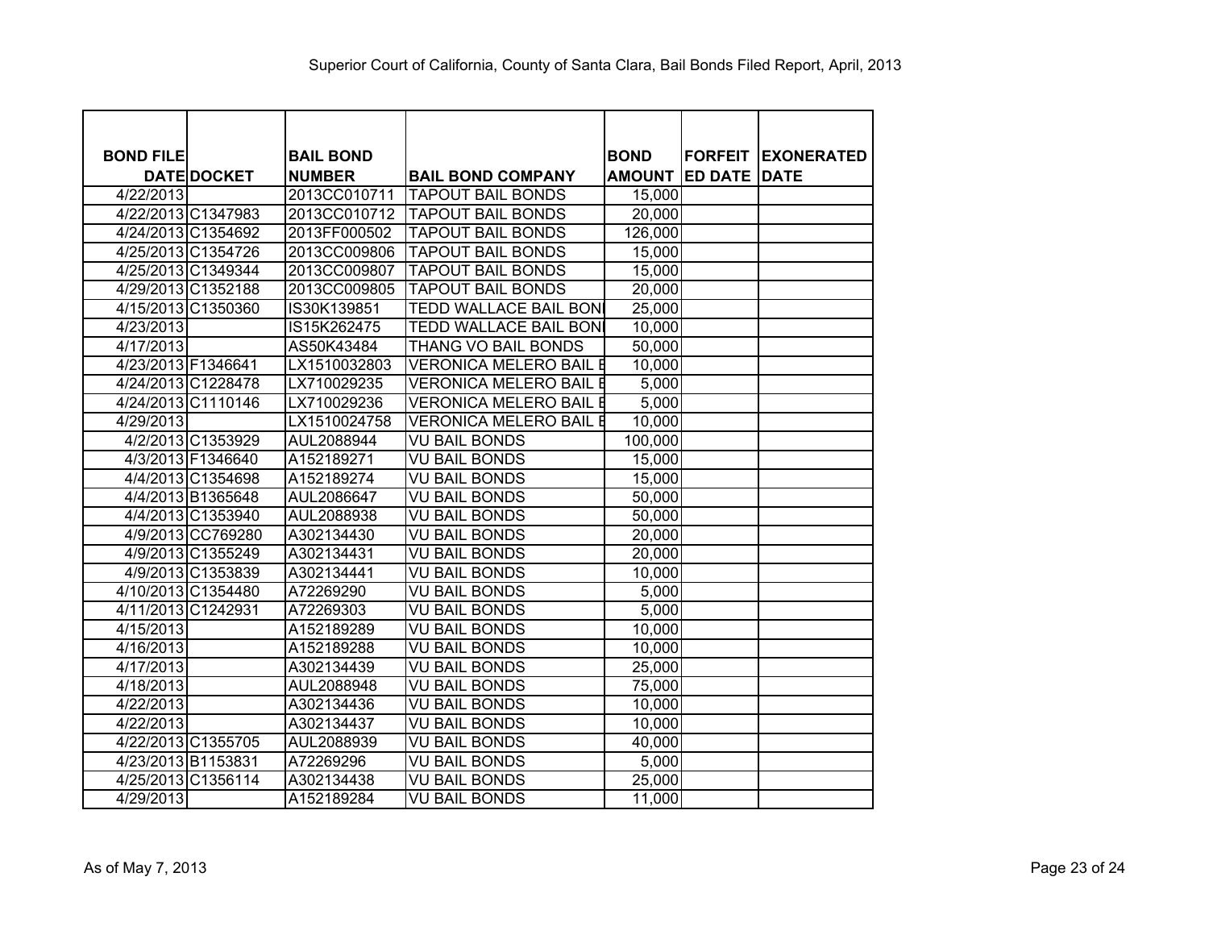# Superior Court of California, County of Santa Clara, Bail Bonds Filed Report, April, 2013

| BOND FILE DATE | DOCKET | BAIL BOND NUMBER | BAIL BOND COMPANY | BOND AMOUNT | FORFEITED DATE | EXONERATED DATE |
|---|---|---|---|---|---|---|
| 4/22/2013 | | 2013CC010711 | TAPOUT BAIL BONDS | 15,000 | | |
| 4/22/2013 | C1347983 | 2013CC010712 | TAPOUT BAIL BONDS | 20,000 | | |
| 4/24/2013 | C1354692 | 2013FF000502 | TAPOUT BAIL BONDS | 126,000 | | |
| 4/25/2013 | C1354726 | 2013CC009806 | TAPOUT BAIL BONDS | 15,000 | | |
| 4/25/2013 | C1349344 | 2013CC009807 | TAPOUT BAIL BONDS | 15,000 | | |
| 4/29/2013 | C1352188 | 2013CC009805 | TAPOUT BAIL BONDS | 20,000 | | |
| 4/15/2013 | C1350360 | IS30K139851 | TEDD WALLACE BAIL BONI | 25,000 | | |
| 4/23/2013 | | IS15K262475 | TEDD WALLACE BAIL BONI | 10,000 | | |
| 4/17/2013 | | AS50K43484 | THANG VO BAIL BONDS | 50,000 | | |
| 4/23/2013 | F1346641 | LX1510032803 | VERONICA MELERO BAIL E | 10,000 | | |
| 4/24/2013 | C1228478 | LX710029235 | VERONICA MELERO BAIL E | 5,000 | | |
| 4/24/2013 | C1110146 | LX710029236 | VERONICA MELERO BAIL E | 5,000 | | |
| 4/29/2013 | | LX1510024758 | VERONICA MELERO BAIL E | 10,000 | | |
| 4/2/2013 | C1353929 | AUL2088944 | VU BAIL BONDS | 100,000 | | |
| 4/3/2013 | F1346640 | A152189271 | VU BAIL BONDS | 15,000 | | |
| 4/4/2013 | C1354698 | A152189274 | VU BAIL BONDS | 15,000 | | |
| 4/4/2013 | B1365648 | AUL2086647 | VU BAIL BONDS | 50,000 | | |
| 4/4/2013 | C1353940 | AUL2088938 | VU BAIL BONDS | 50,000 | | |
| 4/9/2013 | CC769280 | A302134430 | VU BAIL BONDS | 20,000 | | |
| 4/9/2013 | C1355249 | A302134431 | VU BAIL BONDS | 20,000 | | |
| 4/9/2013 | C1353839 | A302134441 | VU BAIL BONDS | 10,000 | | |
| 4/10/2013 | C1354480 | A72269290 | VU BAIL BONDS | 5,000 | | |
| 4/11/2013 | C1242931 | A72269303 | VU BAIL BONDS | 5,000 | | |
| 4/15/2013 | | A152189289 | VU BAIL BONDS | 10,000 | | |
| 4/16/2013 | | A152189288 | VU BAIL BONDS | 10,000 | | |
| 4/17/2013 | | A302134439 | VU BAIL BONDS | 25,000 | | |
| 4/18/2013 | | AUL2088948 | VU BAIL BONDS | 75,000 | | |
| 4/22/2013 | | A302134436 | VU BAIL BONDS | 10,000 | | |
| 4/22/2013 | | A302134437 | VU BAIL BONDS | 10,000 | | |
| 4/22/2013 | C1355705 | AUL2088939 | VU BAIL BONDS | 40,000 | | |
| 4/23/2013 | B1153831 | A72269296 | VU BAIL BONDS | 5,000 | | |
| 4/25/2013 | C1356114 | A302134438 | VU BAIL BONDS | 25,000 | | |
| 4/29/2013 | | A152189284 | VU BAIL BONDS | 11,000 | | |

As of May 7, 2013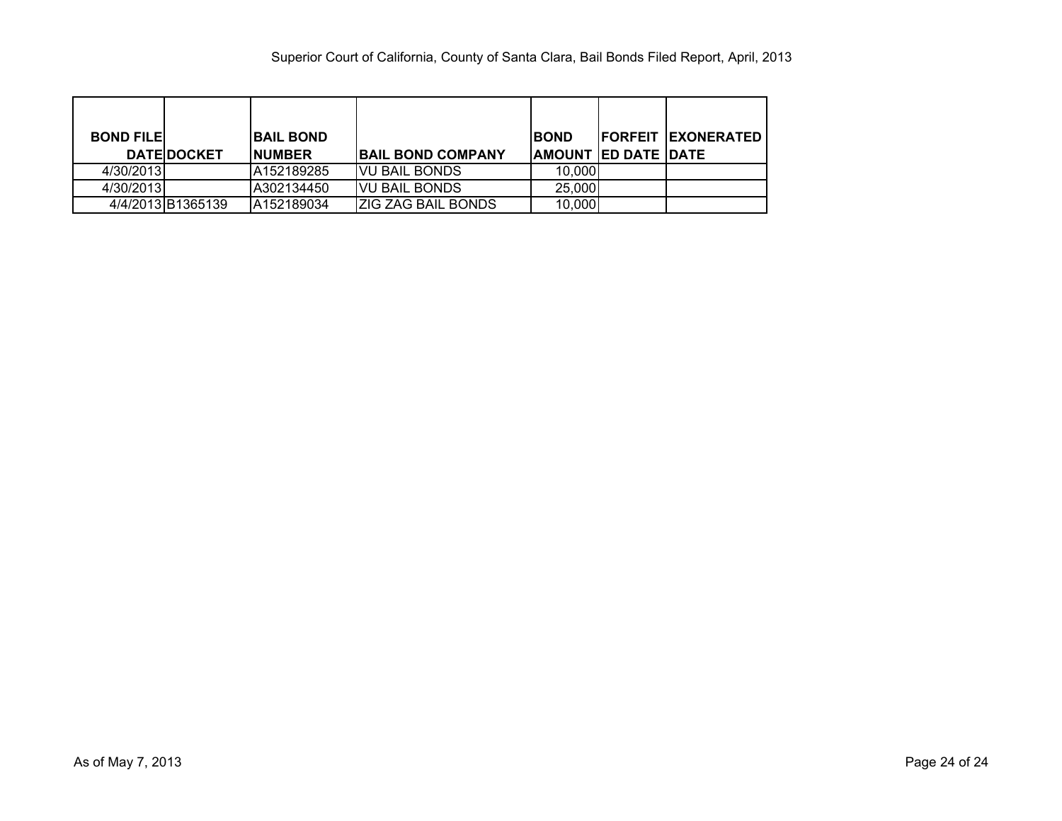Superior Court of California, County of Santa Clara, Bail Bonds Filed Report, April, 2013

| BOND FILE DATE | DOCKET | BAIL BOND NUMBER | BAIL BOND COMPANY | BOND AMOUNT | FORFEITED DATE | EXONERATED DATE |
|---|---|---|---|---|---|---|
| 4/30/2013 | | A152189285 | VU BAIL BONDS | 10,000 | | |
| 4/30/2013 | | A302134450 | VU BAIL BONDS | 25,000 | | |
| 4/4/2013 | B1365139 | A152189034 | ZIG ZAG BAIL BONDS | 10,000 | | |

As of May 7, 2013